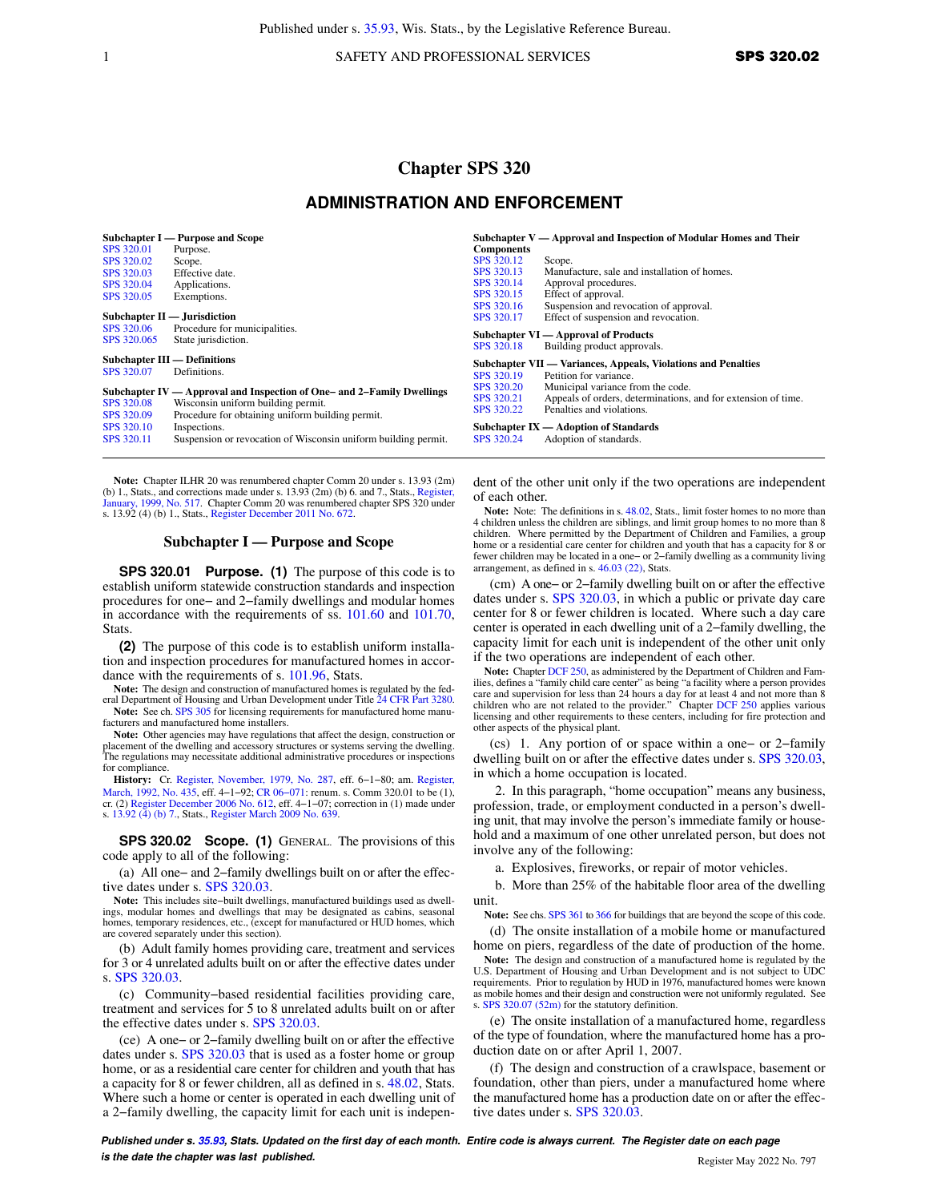# Chapter SPS 320

## ADMINISTRATION AND ENFORCEMENT

**Subchapter I — Purpose and Scope**

| | |
|---|---|
| SPS 320.01 | Purpose. |
| SPS 320.02 | Scope. |
| SPS 320.03 | Effective date. |
| SPS 320.04 | Applications. |
| SPS 320.05 | Exemptions. |

**Subchapter II — Jurisdiction**

| | |
|---|---|
| SPS 320.06 | Procedure for municipalities. |
| SPS 320.065 | State jurisdiction. |

**Subchapter III — Definitions**

| | |
|---|---|
| SPS 320.07 | Definitions. |

**Subchapter IV — Approval and Inspection of One– and 2–Family Dwellings**

| | |
|---|---|
| SPS 320.08 | Wisconsin uniform building permit. |
| SPS 320.09 | Procedure for obtaining uniform building permit. |
| SPS 320.10 | Inspections. |
| SPS 320.11 | Suspension or revocation of Wisconsin uniform building permit. |

**Subchapter V — Approval and Inspection of Modular Homes and Their Components**

| | |
|---|---|
| SPS 320.12 | Scope. |
| SPS 320.13 | Manufacture, sale and installation of homes. |
| SPS 320.14 | Approval procedures. |
| SPS 320.15 | Effect of approval. |
| SPS 320.16 | Suspension and revocation of approval. |
| SPS 320.17 | Effect of suspension and revocation. |

**Subchapter VI — Approval of Products**

| | |
|---|---|
| SPS 320.18 | Building product approvals. |

**Subchapter VII — Variances, Appeals, Violations and Penalties**

| | |
|---|---|
| SPS 320.19 | Petition for variance. |
| SPS 320.20 | Municipal variance from the code. |
| SPS 320.21 | Appeals of orders, determinations, and for extension of time. |
| SPS 320.22 | Penalties and violations. |

**Subchapter IX — Adoption of Standards**

| | |
|---|---|
| SPS 320.24 | Adoption of standards. |

**Note:** Chapter ILHR 20 was renumbered chapter Comm 20 under s. 13.93 (2m) (b) 1., Stats., and corrections made under s. 13.93 (2m) (b) 6. and 7., Stats., Register, January, 1999, No. 517. Chapter Comm 20 was renumbered chapter SPS 320 under s. 13.92 (4) (b) 1., Stats., Register December 2011 No. 672.

### Subchapter I — Purpose and Scope

**SPS 320.01 Purpose. (1)** The purpose of this code is to establish uniform statewide construction standards and inspection procedures for one– and 2–family dwellings and modular homes in accordance with the requirements of ss. 101.60 and 101.70, Stats.

**(2)** The purpose of this code is to establish uniform installation and inspection procedures for manufactured homes in accordance with the requirements of s. 101.96, Stats.

**Note:** The design and construction of manufactured homes is regulated by the federal Department of Housing and Urban Development under Title 24 CFR Part 3280.

**Note:** See ch. SPS 305 for licensing requirements for manufactured home manufacturers and manufactured home installers.

**Note:** Other agencies may have regulations that affect the design, construction or placement of the dwelling and accessory structures or systems serving the dwelling. The regulations may necessitate additional administrative procedures or inspections for compliance.

**History:** Cr. Register, November, 1979, No. 287, eff. 6–1–80; am. Register, March, 1992, No. 435, eff. 4–1–92; CR 06–071: renum. s. Comm 20.01 to be (1), cr. (2) Register December 2006 No. 612, eff. 4–1–07; correction in (1) made under s. 13.92 (4) (b) 7., Stats., Register March 2009 No. 639.

**SPS 320.02 Scope. (1)** GENERAL. The provisions of this code apply to all of the following:

(a) All one– and 2–family dwellings built on or after the effective dates under s. SPS 320.03.

**Note:** This includes site–built dwellings, manufactured buildings used as dwellings, modular homes and dwellings that may be designated as cabins, seasonal homes, temporary residences, etc., (except for manufactured or HUD homes, which are covered separately under this section).

(b) Adult family homes providing care, treatment and services for 3 or 4 unrelated adults built on or after the effective dates under s. SPS 320.03.

(c) Community–based residential facilities providing care, treatment and services for 5 to 8 unrelated adults built on or after the effective dates under s. SPS 320.03.

(ce) A one– or 2–family dwelling built on or after the effective dates under s. SPS 320.03 that is used as a foster home or group home, or as a residential care center for children and youth that has a capacity for 8 or fewer children, all as defined in s. 48.02, Stats. Where such a home or center is operated in each dwelling unit of a 2–family dwelling, the capacity limit for each unit is independent of the other unit only if the two operations are independent of each other.

**Note:** Note: The definitions in s. 48.02, Stats., limit foster homes to no more than 4 children unless the children are siblings, and limit group homes to no more than 8 children. Where permitted by the Department of Children and Families, a group home or a residential care center for children and youth that has a capacity for 8 or fewer children may be located in a one– or 2–family dwelling as a community living arrangement, as defined in s. 46.03 (22), Stats.

(cm) A one– or 2–family dwelling built on or after the effective dates under s. SPS 320.03, in which a public or private day care center for 8 or fewer children is located. Where such a day care center is operated in each dwelling unit of a 2–family dwelling, the capacity limit for each unit is independent of the other unit only if the two operations are independent of each other.

**Note:** Chapter DCF 250, as administered by the Department of Children and Families, defines a "family child care center" as being "a facility where a person provides care and supervision for less than 24 hours a day for at least 4 and not more than 8 children who are not related to the provider." Chapter DCF 250 applies various licensing and other requirements to these centers, including for fire protection and other aspects of the physical plant.

(cs) 1. Any portion of or space within a one– or 2–family dwelling built on or after the effective dates under s. SPS 320.03, in which a home occupation is located.

2. In this paragraph, "home occupation" means any business, profession, trade, or employment conducted in a person's dwelling unit, that may involve the person's immediate family or household and a maximum of one other unrelated person, but does not involve any of the following:

a. Explosives, fireworks, or repair of motor vehicles.

b. More than 25% of the habitable floor area of the dwelling unit.

**Note:** See chs. SPS 361 to 366 for buildings that are beyond the scope of this code.

(d) The onsite installation of a mobile home or manufactured home on piers, regardless of the date of production of the home.

**Note:** The design and construction of a manufactured home is regulated by the U.S. Department of Housing and Urban Development and is not subject to UDC requirements. Prior to regulation by HUD in 1976, manufactured homes were known as mobile homes and their design and construction were not uniformly regulated. See s. SPS 320.07 (52m) for the statutory definition.

(e) The onsite installation of a manufactured home, regardless of the type of foundation, where the manufactured home has a production date on or after April 1, 2007.

(f) The design and construction of a crawlspace, basement or foundation, other than piers, under a manufactured home where the manufactured home has a production date on or after the effective dates under s. SPS 320.03.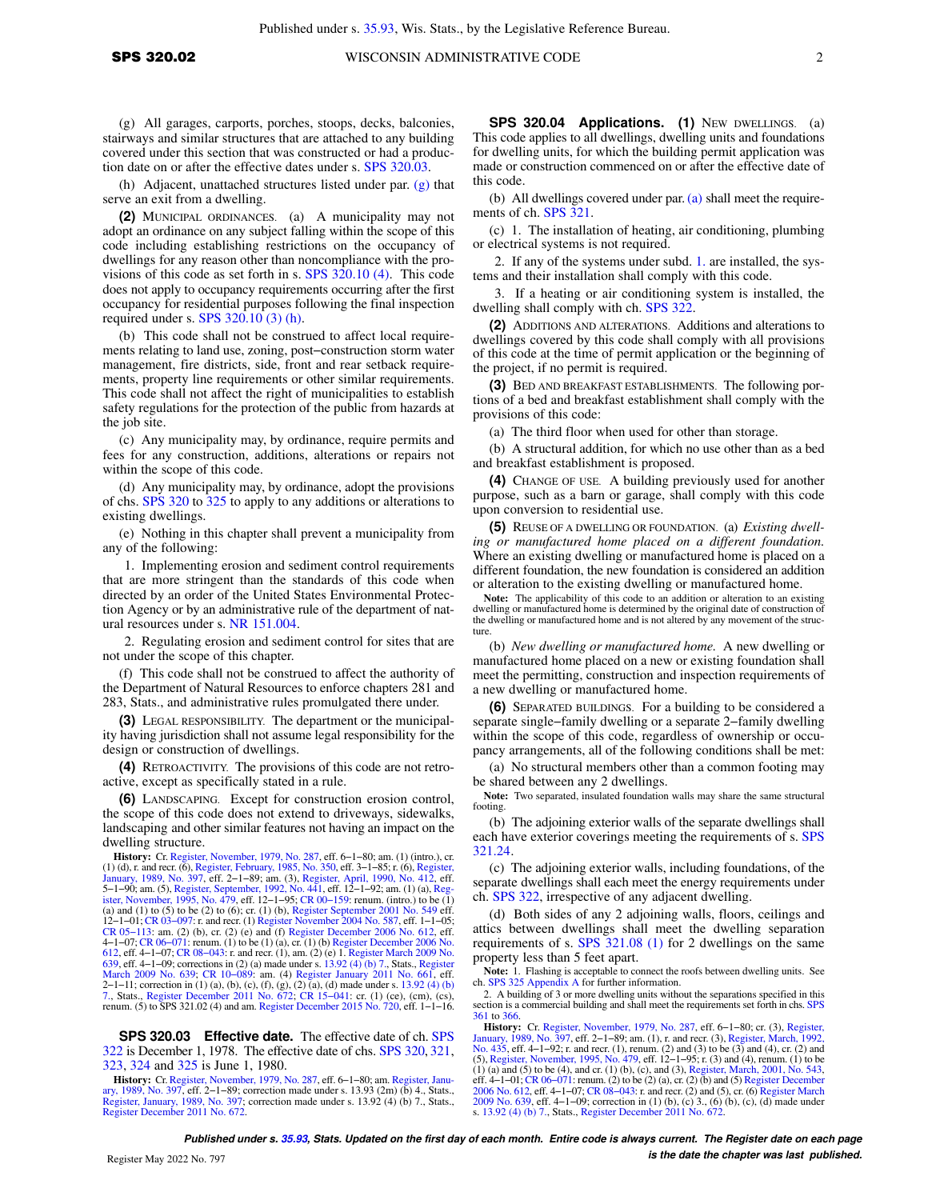(g) All garages, carports, porches, stoops, decks, balconies, stairways and similar structures that are attached to any building covered under this section that was constructed or had a production date on or after the effective dates under s. SPS 320.03.

(h) Adjacent, unattached structures listed under par. (g) that serve an exit from a dwelling.

**(2)** MUNICIPAL ORDINANCES. (a) A municipality may not adopt an ordinance on any subject falling within the scope of this code including establishing restrictions on the occupancy of dwellings for any reason other than noncompliance with the provisions of this code as set forth in s. SPS 320.10 (4). This code does not apply to occupancy requirements occurring after the first occupancy for residential purposes following the final inspection required under s. SPS 320.10 (3) (h).

(b) This code shall not be construed to affect local requirements relating to land use, zoning, post−construction storm water management, fire districts, side, front and rear setback requirements, property line requirements or other similar requirements. This code shall not affect the right of municipalities to establish safety regulations for the protection of the public from hazards at the job site.

(c) Any municipality may, by ordinance, require permits and fees for any construction, additions, alterations or repairs not within the scope of this code.

(d) Any municipality may, by ordinance, adopt the provisions of chs. SPS 320 to 325 to apply to any additions or alterations to existing dwellings.

(e) Nothing in this chapter shall prevent a municipality from any of the following:

1. Implementing erosion and sediment control requirements that are more stringent than the standards of this code when directed by an order of the United States Environmental Protection Agency or by an administrative rule of the department of natural resources under s. NR 151.004.

2. Regulating erosion and sediment control for sites that are not under the scope of this chapter.

(f) This code shall not be construed to affect the authority of the Department of Natural Resources to enforce chapters 281 and 283, Stats., and administrative rules promulgated there under.

**(3)** LEGAL RESPONSIBILITY. The department or the municipality having jurisdiction shall not assume legal responsibility for the design or construction of dwellings.

**(4)** RETROACTIVITY. The provisions of this code are not retroactive, except as specifically stated in a rule.

**(6)** LANDSCAPING. Except for construction erosion control, the scope of this code does not extend to driveways, sidewalks, landscaping and other similar features not having an impact on the dwelling structure.

**History:** Cr. Register, November, 1979, No. 287, eff. 6−1−80; am. (1) (intro.), cr. (1) (d), r. and recr. (6), Register, February, 1985, No. 350, eff. 3−1−85; r. (6), Register, January, 1989, No. 397, eff. 2−1−89; am. (3), Register, April, 1990, No. 412, eff. 5−1−90; am. (5), Register, September, 1992, No. 441, eff. 12−1−92; am. (1) (a), Register, November, 1995, No. 479, eff. 12−1−95; CR 00−159: renum. (intro.) to be (1) (a) and (1) to (5) to be (2) to (6); cr. (1) (b), Register September 2001 No. 549 eff. 12−1−01; CR 03−097: r. and recr. (1) Register November 2004 No. 587, eff. 1−1−05; CR 05−113: am. (2) (b), cr. (2) (e) and (f) Register December 2006 No. 612, eff. 4−1−07; CR 06−071: renum. (1) to be (1) (a), cr. (1) (b) Register December 2006 No. 612, eff. 4−1−07; CR 08−043: r. and recr. (1), am. (2) (e) 1. Register March 2009 No. 639, eff. 4−1−09; corrections in (2) (a) made under s. 13.92 (4) (b) 7., Stats., Register March 2009 No. 639; CR 10−089: am. (4) Register January 2011 No. 661, eff. 2−1−11; correction in (1) (a), (b), (c), (f), (g), (2) (a), (d) made under s. 13.92 (4) (b) 7., Stats., Register December 2011 No. 672; CR 15−041: cr. (1) (ce), (cm), (cs), renum. (5) to SPS 321.02 (4) and am. Register December 2015 No. 720, eff. 1−1−16.

**SPS 320.03 Effective date.** The effective date of ch. SPS 322 is December 1, 1978. The effective date of chs. SPS 320, 321, 323, 324 and 325 is June 1, 1980.

**History:** Cr. Register, November, 1979, No. 287, eff. 6−1−80; am. Register, January, 1989, No. 397, eff. 2−1−89; correction made under s. 13.93 (2m) (b) 4., Stats., Register, January, 1989, No. 397; correction made under s. 13.92 (4) (b) 7., Stats., Register December 2011 No. 672.

**SPS 320.04 Applications. (1)** NEW DWELLINGS. (a) This code applies to all dwellings, dwelling units and foundations for dwelling units, for which the building permit application was made or construction commenced on or after the effective date of this code.

(b) All dwellings covered under par. (a) shall meet the requirements of ch. SPS 321.

(c) 1. The installation of heating, air conditioning, plumbing or electrical systems is not required.

2. If any of the systems under subd. 1. are installed, the systems and their installation shall comply with this code.

3. If a heating or air conditioning system is installed, the dwelling shall comply with ch. SPS 322.

**(2)** ADDITIONS AND ALTERATIONS. Additions and alterations to dwellings covered by this code shall comply with all provisions of this code at the time of permit application or the beginning of the project, if no permit is required.

**(3)** BED AND BREAKFAST ESTABLISHMENTS. The following portions of a bed and breakfast establishment shall comply with the provisions of this code:

(a) The third floor when used for other than storage.

(b) A structural addition, for which no use other than as a bed and breakfast establishment is proposed.

**(4)** CHANGE OF USE. A building previously used for another purpose, such as a barn or garage, shall comply with this code upon conversion to residential use.

**(5)** REUSE OF A DWELLING OR FOUNDATION. (a) *Existing dwelling or manufactured home placed on a different foundation.* Where an existing dwelling or manufactured home is placed on a different foundation, the new foundation is considered an addition or alteration to the existing dwelling or manufactured home.

**Note:** The applicability of this code to an addition or alteration to an existing dwelling or manufactured home is determined by the original date of construction of the dwelling or manufactured home and is not altered by any movement of the structure.

(b) *New dwelling or manufactured home.* A new dwelling or manufactured home placed on a new or existing foundation shall meet the permitting, construction and inspection requirements of a new dwelling or manufactured home.

**(6)** SEPARATED BUILDINGS. For a building to be considered a separate single−family dwelling or a separate 2−family dwelling within the scope of this code, regardless of ownership or occupancy arrangements, all of the following conditions shall be met:

(a) No structural members other than a common footing may be shared between any 2 dwellings.

**Note:** Two separated, insulated foundation walls may share the same structural footing.

(b) The adjoining exterior walls of the separate dwellings shall each have exterior coverings meeting the requirements of s. SPS 321.24.

(c) The adjoining exterior walls, including foundations, of the separate dwellings shall each meet the energy requirements under ch. SPS 322, irrespective of any adjacent dwelling.

(d) Both sides of any 2 adjoining walls, floors, ceilings and attics between dwellings shall meet the dwelling separation requirements of s. SPS 321.08 (1) for 2 dwellings on the same property less than 5 feet apart.

**Note:** 1. Flashing is acceptable to connect the roofs between dwelling units. See ch. SPS 325 Appendix A for further information.

2. A building of 3 or more dwelling units without the separations specified in this section is a commercial building and shall meet the requirements set forth in chs. SPS 361 to 366.

**History:** Cr. Register, November, 1979, No. 287, eff. 6−1−80; cr. (3), Register, January, 1989, No. 397, eff. 2−1−89; am. (1), r. and recr. (3), Register, March, 1992, No. 435, eff. 4−1−92; r. and recr. (1), renum. (2) and (3) to be (3) and (4), cr. (2) and (5), Register, November, 1995, No. 479, eff. 12−1−95; r. (3) and (4), renum. (1) to be (1) (a) and (5) to be (4), and cr. (1) (b), (c), and (3), Register, March, 2001, No. 543, eff. 4−1−01; CR 06−071: renum. (2) to be (2) (a), cr. (2) (b) and (5) Register December 2006 No. 612, eff. 4−1−07; CR 08−043: r. and recr. (2) and (5), cr. (6) Register March 2009 No. 639, eff. 4−1−09; correction in (1) (b), (c) 3., (6) (b), (c), (d) made under s. 13.92 (4) (b) 7., Stats., Register December 2011 No. 672.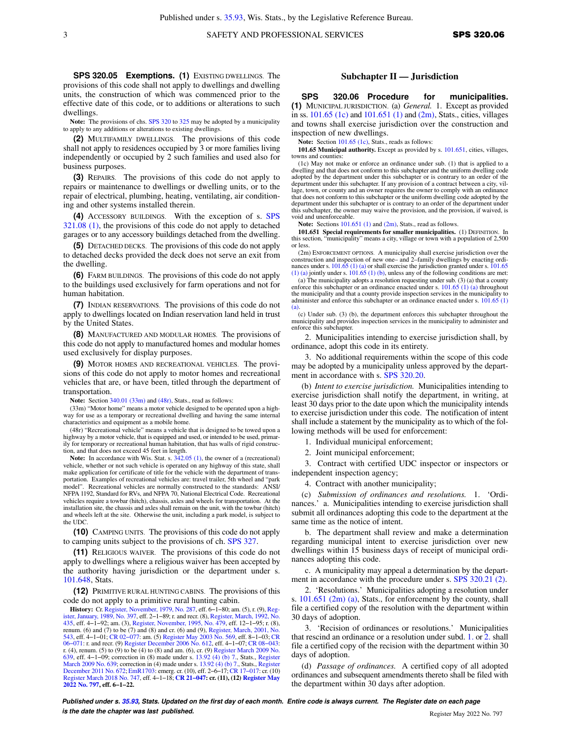**SPS 320.05 Exemptions. (1)** EXISTING DWELLINGS. The provisions of this code shall not apply to dwellings and dwelling units, the construction of which was commenced prior to the effective date of this code, or to additions or alterations to such dwellings.

**Note:** The provisions of chs. SPS 320 to 325 may be adopted by a municipality to apply to any additions or alterations to existing dwellings.

**(2)** MULTIFAMILY DWELLINGS. The provisions of this code shall not apply to residences occupied by 3 or more families living independently or occupied by 2 such families and used also for business purposes.

**(3)** REPAIRS. The provisions of this code do not apply to repairs or maintenance to dwellings or dwelling units, or to the repair of electrical, plumbing, heating, ventilating, air conditioning and other systems installed therein.

**(4)** ACCESSORY BUILDINGS. With the exception of s. SPS 321.08 (1), the provisions of this code do not apply to detached garages or to any accessory buildings detached from the dwelling.

**(5)** DETACHED DECKS. The provisions of this code do not apply to detached decks provided the deck does not serve an exit from the dwelling.

**(6)** FARM BUILDINGS. The provisions of this code do not apply to the buildings used exclusively for farm operations and not for human habitation.

**(7)** INDIAN RESERVATIONS. The provisions of this code do not apply to dwellings located on Indian reservation land held in trust by the United States.

**(8)** MANUFACTURED AND MODULAR HOMES. The provisions of this code do not apply to manufactured homes and modular homes used exclusively for display purposes.

**(9)** MOTOR HOMES AND RECREATIONAL VEHICLES. The provisions of this code do not apply to motor homes and recreational vehicles that are, or have been, titled through the department of transportation.

**Note:** Section 340.01 (33m) and (48r), Stats., read as follows:

(33m) "Motor home" means a motor vehicle designed to be operated upon a highway for use as a temporary or recreational dwelling and having the same internal characteristics and equipment as a mobile home.

(48r) "Recreational vehicle" means a vehicle that is designed to be towed upon a highway by a motor vehicle, that is equipped and used, or intended to be used, primarily for temporary or recreational human habitation, that has walls of rigid construction, and that does not exceed 45 feet in length.

**Note:** In accordance with Wis. Stat. s. 342.05 (1), the owner of a (recreational) vehicle, whether or not such vehicle is operated on any highway of this state, shall make application for certificate of title for the vehicle with the department of transportation. Examples of recreational vehicles are: travel trailer, 5th wheel and "park model". Recreational vehicles are normally constructed to the standards: ANSI/NFPA 1192, Standard for RVs, and NFPA 70, National Electrical Code. Recreational vehicles require a towbar (hitch), chassis, axles and wheels for transportation. At the installation site, the chassis and axles shall remain on the unit, with the towbar (hitch) and wheels left at the site. Otherwise the unit, including a park model, is subject to the UDC.

**(10)** CAMPING UNITS. The provisions of this code do not apply to camping units subject to the provisions of ch. SPS 327.

**(11)** RELIGIOUS WAIVER. The provisions of this code do not apply to dwellings where a religious waiver has been accepted by the authority having jurisdiction or the department under s. 101.648, Stats.

**(12)** PRIMITIVE RURAL HUNTING CABINS. The provisions of this code do not apply to a primitive rural hunting cabin.

**History:** Cr. Register, November, 1979, No. 287, eff. 6–1–80; am. (5), r. (9), Register, January, 1989, No. 397, eff. 2–1–89; r. and recr. (8), Register, March, 1992, No. 435, eff. 4–1–92; am. (3), Register, November, 1995, No. 479, eff. 12–1–95; r. (8), renum. (6) and (7) to be (7) and (8) and cr. (6) and (9), Register, March, 2001, No. 543, eff. 4–1–01; CR 02–077: am. (5) Register May 2003 No. 569, eff. 8–1–03; CR 06–071: r. and recr. (9) Register December 2006 No. 612, eff. 4–1–07; CR 08–043: r. (4), renum. (5) to (9) to be (4) to (8) and am. (6), cr. (9) Register March 2009 No. 639, eff. 4–1–09; correction in (8) made under s. 13.92 (4) (b) 7., Stats., Register March 2009 No. 639; correction in (4) made under s. 13.92 (4) (b) 7., Stats., Register December 2011 No. 672; EmR1703: emerg. cr. (10), eff. 2–6–17; CR 17–017: cr. (10) Register March 2018 No. 747, eff. 4–1–18; **CR 21–047: cr. (11), (12) Register May 2022 No. 797, eff. 6–1–22.**

## Subchapter II — Jurisdiction

**SPS 320.06 Procedure for municipalities. (1)** MUNICIPAL JURISDICTION. (a) *General.* 1. Except as provided in ss. 101.65 (1c) and 101.651 (1) and (2m), Stats., cities, villages and towns shall exercise jurisdiction over the construction and inspection of new dwellings.

**Note:** Section 101.65 (1c), Stats., reads as follows:

**101.65 Municipal authority.** Except as provided by s. 101.651, cities, villages, towns and counties:

(1c) May not make or enforce an ordinance under sub. (1) that is applied to a dwelling and that does not conform to this subchapter and the uniform dwelling code adopted by the department under this subchapter or is contrary to an order of the department under this subchapter. If any provision of a contract between a city, village, town, or county and an owner requires the owner to comply with an ordinance that does not conform to this subchapter or the uniform dwelling code adopted by the department under this subchapter or is contrary to an order of the department under this subchapter, the owner may waive the provision, and the provision, if waived, is void and unenforceable.

**Note:** Sections 101.651 (1) and (2m), Stats., read as follows.

**101.651 Special requirements for smaller municipalities.** (1) DEFINITION. In this section, "municipality" means a city, village or town with a population of 2,500 or less.

(2m) ENFORCEMENT OPTIONS. A municipality shall exercise jurisdiction over the construction and inspection of new one– and 2–family dwellings by enacting ordinances under s. 101.65 (1) (a) or shall exercise the jurisdiction granted under s. 101.65 (1) (a) jointly under s. 101.65 (1) (b), unless any of the following conditions are met:

(a) The municipality adopts a resolution requesting under sub. (3) (a) that a county enforce this subchapter or an ordinance enacted under s. 101.65 (1) (a) throughout the municipality and that a county provide inspection services in the municipality to administer and enforce this subchapter or an ordinance enacted under s. 101.65 (1) (a).

(c) Under sub. (3) (b), the department enforces this subchapter throughout the municipality and provides inspection services in the municipality to administer and enforce this subchapter.

2. Municipalities intending to exercise jurisdiction shall, by ordinance, adopt this code in its entirety.

3. No additional requirements within the scope of this code may be adopted by a municipality unless approved by the department in accordance with s. SPS 320.20.

(b) *Intent to exercise jurisdiction.* Municipalities intending to exercise jurisdiction shall notify the department, in writing, at least 30 days prior to the date upon which the municipality intends to exercise jurisdiction under this code. The notification of intent shall include a statement by the municipality as to which of the following methods will be used for enforcement:

1. Individual municipal enforcement;

2. Joint municipal enforcement;

3. Contract with certified UDC inspector or inspectors or independent inspection agency;

4. Contract with another municipality;

(c) *Submission of ordinances and resolutions.* 1. 'Ordinances.' a. Municipalities intending to exercise jurisdiction shall submit all ordinances adopting this code to the department at the same time as the notice of intent.

b. The department shall review and make a determination regarding municipal intent to exercise jurisdiction over new dwellings within 15 business days of receipt of municipal ordinances adopting this code.

c. A municipality may appeal a determination by the department in accordance with the procedure under s. SPS 320.21 (2).

2. 'Resolutions.' Municipalities adopting a resolution under s. 101.651 (2m) (a), Stats., for enforcement by the county, shall file a certified copy of the resolution with the department within 30 days of adoption.

3. 'Recision of ordinances or resolutions.' Municipalities that rescind an ordinance or a resolution under subd. 1. or 2. shall file a certified copy of the recision with the department within 30 days of adoption.

(d) *Passage of ordinances.* A certified copy of all adopted ordinances and subsequent amendments thereto shall be filed with the department within 30 days after adoption.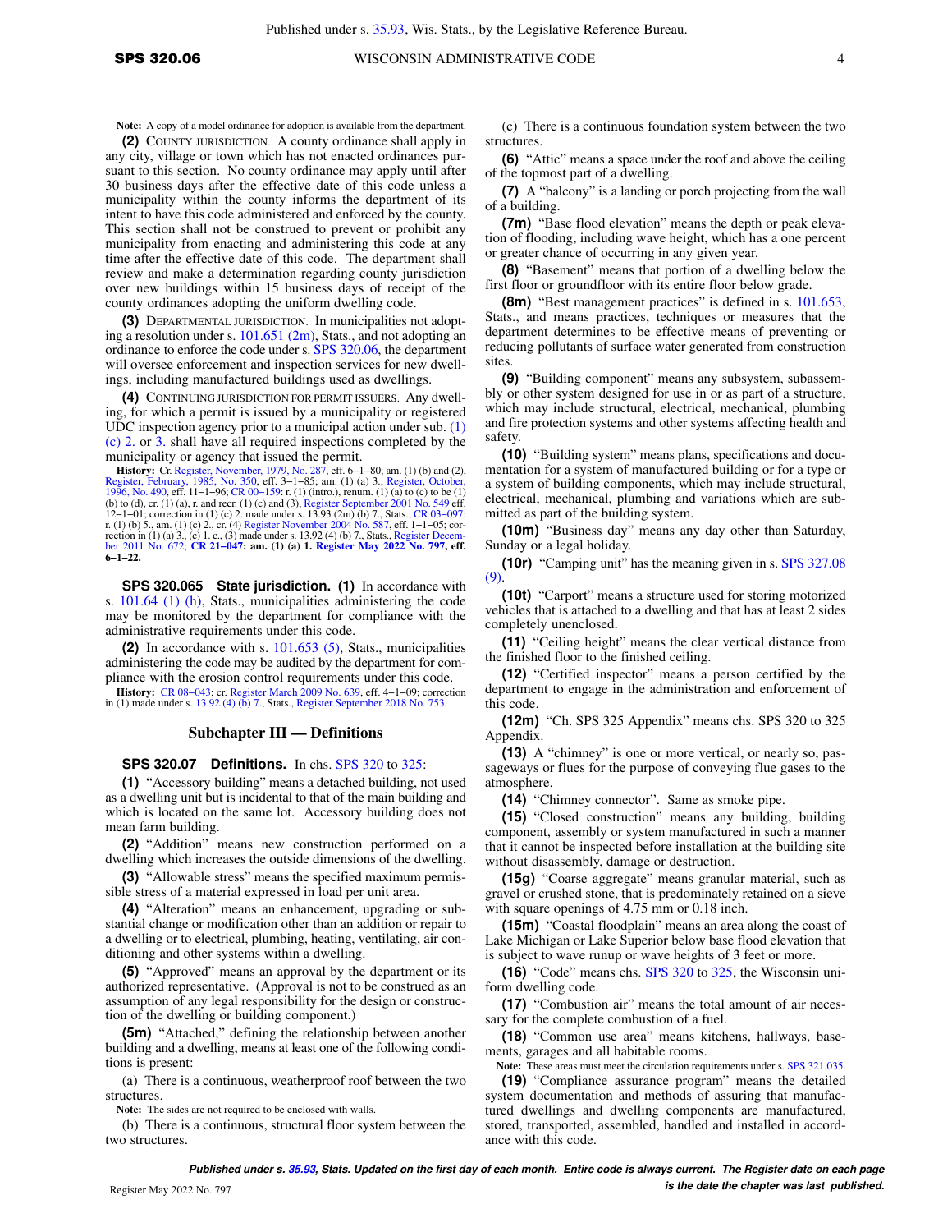**Note:** A copy of a model ordinance for adoption is available from the department.

**(2)** COUNTY JURISDICTION. A county ordinance shall apply in any city, village or town which has not enacted ordinances pursuant to this section. No county ordinance may apply until after 30 business days after the effective date of this code unless a municipality within the county informs the department of its intent to have this code administered and enforced by the county. This section shall not be construed to prevent or prohibit any municipality from enacting and administering this code at any time after the effective date of this code. The department shall review and make a determination regarding county jurisdiction over new buildings within 15 business days of receipt of the county ordinances adopting the uniform dwelling code.

**(3)** DEPARTMENTAL JURISDICTION. In municipalities not adopting a resolution under s. 101.651 (2m), Stats., and not adopting an ordinance to enforce the code under s. SPS 320.06, the department will oversee enforcement and inspection services for new dwellings, including manufactured buildings used as dwellings.

**(4)** CONTINUING JURISDICTION FOR PERMIT ISSUERS. Any dwelling, for which a permit is issued by a municipality or registered UDC inspection agency prior to a municipal action under sub. (1) (c) 2. or 3. shall have all required inspections completed by the municipality or agency that issued the permit.

**History:** Cr. Register, November, 1979, No. 287, eff. 6–1–80; am. (1) (b) and (2), Register, February, 1985, No. 350, eff. 3–1–85; am. (1) (a) 3., Register, October, 1996, No. 490, eff. 11–1–96; CR 00–159: r. (1) (intro.), renum. (1) (a) to (c) to be (1) (b) to (d), cr. (1) (a), r. and recr. (1) (c) and (3), Register September 2001 No. 549 eff. 12–1–01; correction in (1) (c) 2. made under s. 13.93 (2m) (b) 7., Stats.; CR 03–097: r. (1) (b) 5., am. (1) (c) 2., cr. (4) Register November 2004 No. 587, eff. 1–1–05; correction in (1) (a) 3., (c) 1. c., (3) made under s. 13.92 (4) (b) 7., Stats., Register December 2011 No. 672; **CR 21–047: am. (1) (a) 1. Register May 2022 No. 797, eff. 6–1–22.**

**SPS 320.065 State jurisdiction.** **(1)** In accordance with s. 101.64 (1) (h), Stats., municipalities administering the code may be monitored by the department for compliance with the administrative requirements under this code.

**(2)** In accordance with s. 101.653 (5), Stats., municipalities administering the code may be audited by the department for compliance with the erosion control requirements under this code.

**History:** CR 08–043: cr. Register March 2009 No. 639, eff. 4–1–09; correction in (1) made under s. 13.92 (4) (b) 7., Stats., Register September 2018 No. 753.

## Subchapter III — Definitions

**SPS 320.07 Definitions.** In chs. SPS 320 to 325:

**(1)** "Accessory building" means a detached building, not used as a dwelling unit but is incidental to that of the main building and which is located on the same lot. Accessory building does not mean farm building.

**(2)** "Addition" means new construction performed on a dwelling which increases the outside dimensions of the dwelling.

**(3)** "Allowable stress" means the specified maximum permissible stress of a material expressed in load per unit area.

**(4)** "Alteration" means an enhancement, upgrading or substantial change or modification other than an addition or repair to a dwelling or to electrical, plumbing, heating, ventilating, air conditioning and other systems within a dwelling.

**(5)** "Approved" means an approval by the department or its authorized representative. (Approval is not to be construed as an assumption of any legal responsibility for the design or construction of the dwelling or building component.)

**(5m)** "Attached," defining the relationship between another building and a dwelling, means at least one of the following conditions is present:

(a) There is a continuous, weatherproof roof between the two structures.

**Note:** The sides are not required to be enclosed with walls.

(b) There is a continuous, structural floor system between the two structures.

(c) There is a continuous foundation system between the two structures.

**(6)** "Attic" means a space under the roof and above the ceiling of the topmost part of a dwelling.

**(7)** A "balcony" is a landing or porch projecting from the wall of a building.

**(7m)** "Base flood elevation" means the depth or peak elevation of flooding, including wave height, which has a one percent or greater chance of occurring in any given year.

**(8)** "Basement" means that portion of a dwelling below the first floor or groundfloor with its entire floor below grade.

**(8m)** "Best management practices" is defined in s. 101.653, Stats., and means practices, techniques or measures that the department determines to be effective means of preventing or reducing pollutants of surface water generated from construction sites.

**(9)** "Building component" means any subsystem, subassembly or other system designed for use in or as part of a structure, which may include structural, electrical, mechanical, plumbing and fire protection systems and other systems affecting health and safety.

**(10)** "Building system" means plans, specifications and documentation for a system of manufactured building or for a type or a system of building components, which may include structural, electrical, mechanical, plumbing and variations which are submitted as part of the building system.

**(10m)** "Business day" means any day other than Saturday, Sunday or a legal holiday.

**(10r)** "Camping unit" has the meaning given in s. SPS 327.08 (9).

**(10t)** "Carport" means a structure used for storing motorized vehicles that is attached to a dwelling and that has at least 2 sides completely unenclosed.

**(11)** "Ceiling height" means the clear vertical distance from the finished floor to the finished ceiling.

**(12)** "Certified inspector" means a person certified by the department to engage in the administration and enforcement of this code.

**(12m)** "Ch. SPS 325 Appendix" means chs. SPS 320 to 325 Appendix.

**(13)** A "chimney" is one or more vertical, or nearly so, passageways or flues for the purpose of conveying flue gases to the atmosphere.

**(14)** "Chimney connector". Same as smoke pipe.

**(15)** "Closed construction" means any building, building component, assembly or system manufactured in such a manner that it cannot be inspected before installation at the building site without disassembly, damage or destruction.

**(15g)** "Coarse aggregate" means granular material, such as gravel or crushed stone, that is predominately retained on a sieve with square openings of 4.75 mm or 0.18 inch.

**(15m)** "Coastal floodplain" means an area along the coast of Lake Michigan or Lake Superior below base flood elevation that is subject to wave runup or wave heights of 3 feet or more.

**(16)** "Code" means chs. SPS 320 to 325, the Wisconsin uniform dwelling code.

**(17)** "Combustion air" means the total amount of air necessary for the complete combustion of a fuel.

**(18)** "Common use area" means kitchens, hallways, basements, garages and all habitable rooms.

**Note:** These areas must meet the circulation requirements under s. SPS 321.035.

**(19)** "Compliance assurance program" means the detailed system documentation and methods of assuring that manufactured dwellings and dwelling components are manufactured, stored, transported, assembled, handled and installed in accordance with this code.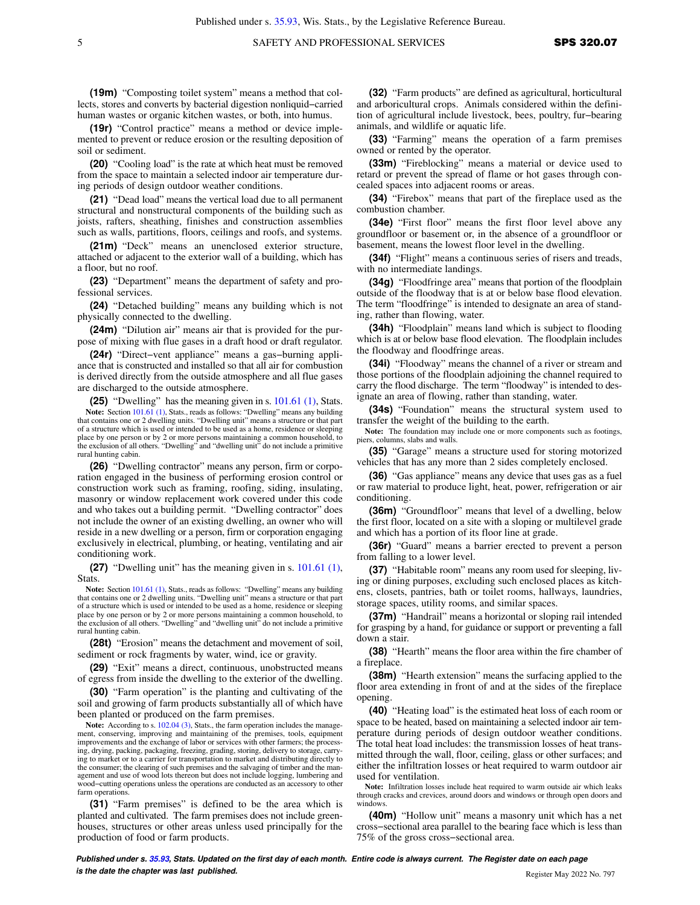**(19m)** "Composting toilet system" means a method that collects, stores and converts by bacterial digestion nonliquid−carried human wastes or organic kitchen wastes, or both, into humus.

**(19r)** "Control practice" means a method or device implemented to prevent or reduce erosion or the resulting deposition of soil or sediment.

**(20)** "Cooling load" is the rate at which heat must be removed from the space to maintain a selected indoor air temperature during periods of design outdoor weather conditions.

**(21)** "Dead load" means the vertical load due to all permanent structural and nonstructural components of the building such as joists, rafters, sheathing, finishes and construction assemblies such as walls, partitions, floors, ceilings and roofs, and systems.

**(21m)** "Deck" means an unenclosed exterior structure, attached or adjacent to the exterior wall of a building, which has a floor, but no roof.

**(23)** "Department" means the department of safety and professional services.

**(24)** "Detached building" means any building which is not physically connected to the dwelling.

**(24m)** "Dilution air" means air that is provided for the purpose of mixing with flue gases in a draft hood or draft regulator.

**(24r)** "Direct−vent appliance" means a gas−burning appliance that is constructed and installed so that all air for combustion is derived directly from the outside atmosphere and all flue gases are discharged to the outside atmosphere.

**(25)** "Dwelling" has the meaning given in s. 101.61 (1), Stats.

**Note:** Section 101.61 (1), Stats., reads as follows: "Dwelling" means any building that contains one or 2 dwelling units. "Dwelling unit" means a structure or that part of a structure which is used or intended to be used as a home, residence or sleeping place by one person or by 2 or more persons maintaining a common household, to the exclusion of all others. "Dwelling" and "dwelling unit" do not include a primitive rural hunting cabin.

**(26)** "Dwelling contractor" means any person, firm or corporation engaged in the business of performing erosion control or construction work such as framing, roofing, siding, insulating, masonry or window replacement work covered under this code and who takes out a building permit. "Dwelling contractor" does not include the owner of an existing dwelling, an owner who will reside in a new dwelling or a person, firm or corporation engaging exclusively in electrical, plumbing, or heating, ventilating and air conditioning work.

**(27)** "Dwelling unit" has the meaning given in s. 101.61 (1), Stats.

**Note:** Section 101.61 (1), Stats., reads as follows: "Dwelling" means any building that contains one or 2 dwelling units. "Dwelling unit" means a structure or that part of a structure which is used or intended to be used as a home, residence or sleeping place by one person or by 2 or more persons maintaining a common household, to the exclusion of all others. "Dwelling" and "dwelling unit" do not include a primitive rural hunting cabin.

**(28t)** "Erosion" means the detachment and movement of soil, sediment or rock fragments by water, wind, ice or gravity.

**(29)** "Exit" means a direct, continuous, unobstructed means of egress from inside the dwelling to the exterior of the dwelling.

**(30)** "Farm operation" is the planting and cultivating of the soil and growing of farm products substantially all of which have been planted or produced on the farm premises.

**Note:** According to s. 102.04 (3), Stats., the farm operation includes the management, conserving, improving and maintaining of the premises, tools, equipment improvements and the exchange of labor or services with other farmers; the processing, drying, packing, packaging, freezing, grading, storing, delivery to storage, carrying to market or to a carrier for transportation to market and distributing directly to the consumer; the clearing of such premises and the salvaging of timber and the management and use of wood lots thereon but does not include logging, lumbering and wood−cutting operations unless the operations are conducted as an accessory to other farm operations.

**(31)** "Farm premises" is defined to be the area which is planted and cultivated. The farm premises does not include greenhouses, structures or other areas unless used principally for the production of food or farm products.

**(32)** "Farm products" are defined as agricultural, horticultural and arboricultural crops. Animals considered within the definition of agricultural include livestock, bees, poultry, fur−bearing animals, and wildlife or aquatic life.

**(33)** "Farming" means the operation of a farm premises owned or rented by the operator.

**(33m)** "Fireblocking" means a material or device used to retard or prevent the spread of flame or hot gases through concealed spaces into adjacent rooms or areas.

**(34)** "Firebox" means that part of the fireplace used as the combustion chamber.

**(34e)** "First floor" means the first floor level above any groundfloor or basement or, in the absence of a groundfloor or basement, means the lowest floor level in the dwelling.

**(34f)** "Flight" means a continuous series of risers and treads, with no intermediate landings.

**(34g)** "Floodfringe area" means that portion of the floodplain outside of the floodway that is at or below base flood elevation. The term "floodfringe" is intended to designate an area of standing, rather than flowing, water.

**(34h)** "Floodplain" means land which is subject to flooding which is at or below base flood elevation. The floodplain includes the floodway and floodfringe areas.

**(34i)** "Floodway" means the channel of a river or stream and those portions of the floodplain adjoining the channel required to carry the flood discharge. The term "floodway" is intended to designate an area of flowing, rather than standing, water.

**(34s)** "Foundation" means the structural system used to transfer the weight of the building to the earth.

**Note:** The foundation may include one or more components such as footings, piers, columns, slabs and walls.

**(35)** "Garage" means a structure used for storing motorized vehicles that has any more than 2 sides completely enclosed.

**(36)** "Gas appliance" means any device that uses gas as a fuel or raw material to produce light, heat, power, refrigeration or air conditioning.

**(36m)** "Groundfloor" means that level of a dwelling, below the first floor, located on a site with a sloping or multilevel grade and which has a portion of its floor line at grade.

**(36r)** "Guard" means a barrier erected to prevent a person from falling to a lower level.

**(37)** "Habitable room" means any room used for sleeping, living or dining purposes, excluding such enclosed places as kitchens, closets, pantries, bath or toilet rooms, hallways, laundries, storage spaces, utility rooms, and similar spaces.

**(37m)** "Handrail" means a horizontal or sloping rail intended for grasping by a hand, for guidance or support or preventing a fall down a stair.

**(38)** "Hearth" means the floor area within the fire chamber of a fireplace.

**(38m)** "Hearth extension" means the surfacing applied to the floor area extending in front of and at the sides of the fireplace opening.

**(40)** "Heating load" is the estimated heat loss of each room or space to be heated, based on maintaining a selected indoor air temperature during periods of design outdoor weather conditions. The total heat load includes: the transmission losses of heat transmitted through the wall, floor, ceiling, glass or other surfaces; and either the infiltration losses or heat required to warm outdoor air used for ventilation.

**Note:** Infiltration losses include heat required to warm outside air which leaks through cracks and crevices, around doors and windows or through open doors and windows.

**(40m)** "Hollow unit" means a masonry unit which has a net cross−sectional area parallel to the bearing face which is less than 75% of the gross cross−sectional area.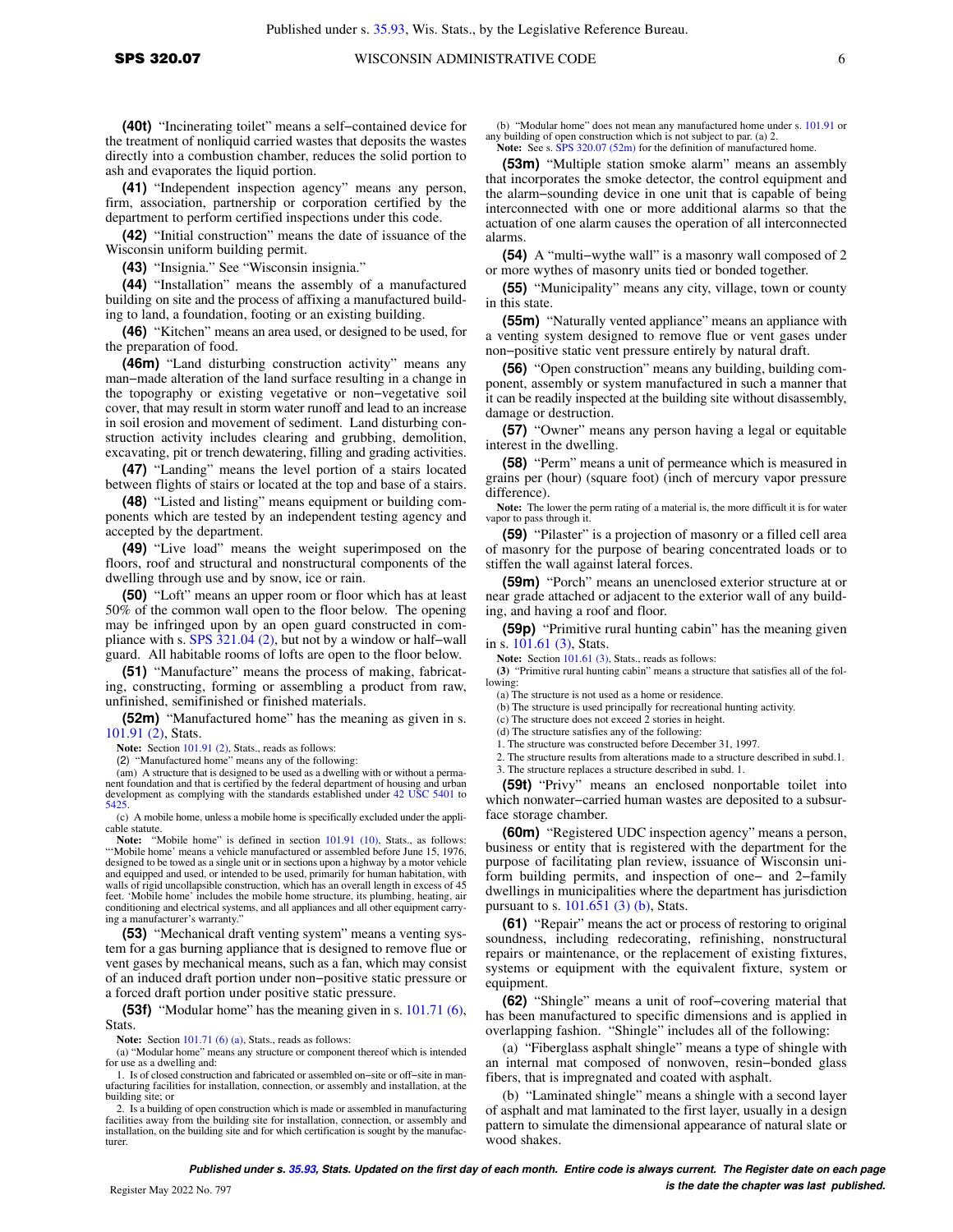**(40t)** "Incinerating toilet" means a self−contained device for the treatment of nonliquid carried wastes that deposits the wastes directly into a combustion chamber, reduces the solid portion to ash and evaporates the liquid portion.

**(41)** "Independent inspection agency" means any person, firm, association, partnership or corporation certified by the department to perform certified inspections under this code.

**(42)** "Initial construction" means the date of issuance of the Wisconsin uniform building permit.

**(43)** "Insignia." See "Wisconsin insignia."

**(44)** "Installation" means the assembly of a manufactured building on site and the process of affixing a manufactured building to land, a foundation, footing or an existing building.

**(46)** "Kitchen" means an area used, or designed to be used, for the preparation of food.

**(46m)** "Land disturbing construction activity" means any man−made alteration of the land surface resulting in a change in the topography or existing vegetative or non−vegetative soil cover, that may result in storm water runoff and lead to an increase in soil erosion and movement of sediment. Land disturbing construction activity includes clearing and grubbing, demolition, excavating, pit or trench dewatering, filling and grading activities.

**(47)** "Landing" means the level portion of a stairs located between flights of stairs or located at the top and base of a stairs.

**(48)** "Listed and listing" means equipment or building components which are tested by an independent testing agency and accepted by the department.

**(49)** "Live load" means the weight superimposed on the floors, roof and structural and nonstructural components of the dwelling through use and by snow, ice or rain.

**(50)** "Loft" means an upper room or floor which has at least 50% of the common wall open to the floor below. The opening may be infringed upon by an open guard constructed in compliance with s. SPS 321.04 (2), but not by a window or half−wall guard. All habitable rooms of lofts are open to the floor below.

**(51)** "Manufacture" means the process of making, fabricating, constructing, forming or assembling a product from raw, unfinished, semifinished or finished materials.

**(52m)** "Manufactured home" has the meaning as given in s. 101.91 (2), Stats.

**Note:** Section 101.91 (2), Stats., reads as follows:

(2) "Manufactured home" means any of the following:

(am) A structure that is designed to be used as a dwelling with or without a permanent foundation and that is certified by the federal department of housing and urban development as complying with the standards established under 42 USC 5401 to 5425.

(c) A mobile home, unless a mobile home is specifically excluded under the applicable statute.

**Note:** "Mobile home" is defined in section 101.91 (10), Stats., as follows: "'Mobile home' means a vehicle manufactured or assembled before June 15, 1976, designed to be towed as a single unit or in sections upon a highway by a motor vehicle and equipped and used, or intended to be used, primarily for human habitation, with walls of rigid uncollapsible construction, which has an overall length in excess of 45 feet. 'Mobile home' includes the mobile home structure, its plumbing, heating, air conditioning and electrical systems, and all appliances and all other equipment carrying a manufacturer's warranty."

**(53)** "Mechanical draft venting system" means a venting system for a gas burning appliance that is designed to remove flue or vent gases by mechanical means, such as a fan, which may consist of an induced draft portion under non−positive static pressure or a forced draft portion under positive static pressure.

**(53f)** "Modular home" has the meaning given in s. 101.71 (6), Stats.

**Note:** Section 101.71 (6) (a), Stats., reads as follows:

(a) "Modular home" means any structure or component thereof which is intended for use as a dwelling and:

1. Is of closed construction and fabricated or assembled on−site or off−site in manufacturing facilities for installation, connection, or assembly and installation, at the building site; or

2. Is a building of open construction which is made or assembled in manufacturing facilities away from the building site for installation, connection, or assembly and installation, on the building site and for which certification is sought by the manufacturer.

(b) "Modular home" does not mean any manufactured home under s. 101.91 or any building of open construction which is not subject to par. (a) 2.

**Note:** See s. SPS 320.07 (52m) for the definition of manufactured home.

**(53m)** "Multiple station smoke alarm" means an assembly that incorporates the smoke detector, the control equipment and the alarm−sounding device in one unit that is capable of being interconnected with one or more additional alarms so that the actuation of one alarm causes the operation of all interconnected alarms.

**(54)** A "multi−wythe wall" is a masonry wall composed of 2 or more wythes of masonry units tied or bonded together.

**(55)** "Municipality" means any city, village, town or county in this state.

**(55m)** "Naturally vented appliance" means an appliance with a venting system designed to remove flue or vent gases under non−positive static vent pressure entirely by natural draft.

**(56)** "Open construction" means any building, building component, assembly or system manufactured in such a manner that it can be readily inspected at the building site without disassembly, damage or destruction.

**(57)** "Owner" means any person having a legal or equitable interest in the dwelling.

**(58)** "Perm" means a unit of permeance which is measured in grains per (hour) (square foot) (inch of mercury vapor pressure difference).

**Note:** The lower the perm rating of a material is, the more difficult it is for water vapor to pass through it.

**(59)** "Pilaster" is a projection of masonry or a filled cell area of masonry for the purpose of bearing concentrated loads or to stiffen the wall against lateral forces.

**(59m)** "Porch" means an unenclosed exterior structure at or near grade attached or adjacent to the exterior wall of any building, and having a roof and floor.

**(59p)** "Primitive rural hunting cabin" has the meaning given in s. 101.61 (3), Stats.

**Note:** Section 101.61 (3), Stats., reads as follows:

(3) "Primitive rural hunting cabin" means a structure that satisfies all of the following:

(a) The structure is not used as a home or residence.

(b) The structure is used principally for recreational hunting activity.

(c) The structure does not exceed 2 stories in height.

(d) The structure satisfies any of the following:

1. The structure was constructed before December 31, 1997.

2. The structure results from alterations made to a structure described in subd.1.

3. The structure replaces a structure described in subd. 1.

**(59t)** "Privy" means an enclosed nonportable toilet into which nonwater−carried human wastes are deposited to a subsurface storage chamber.

**(60m)** "Registered UDC inspection agency" means a person, business or entity that is registered with the department for the purpose of facilitating plan review, issuance of Wisconsin uniform building permits, and inspection of one− and 2−family dwellings in municipalities where the department has jurisdiction pursuant to s. 101.651 (3) (b), Stats.

**(61)** "Repair" means the act or process of restoring to original soundness, including redecorating, refinishing, nonstructural repairs or maintenance, or the replacement of existing fixtures, systems or equipment with the equivalent fixture, system or equipment.

**(62)** "Shingle" means a unit of roof−covering material that has been manufactured to specific dimensions and is applied in overlapping fashion. "Shingle" includes all of the following:

(a) "Fiberglass asphalt shingle" means a type of shingle with an internal mat composed of nonwoven, resin−bonded glass fibers, that is impregnated and coated with asphalt.

(b) "Laminated shingle" means a shingle with a second layer of asphalt and mat laminated to the first layer, usually in a design pattern to simulate the dimensional appearance of natural slate or wood shakes.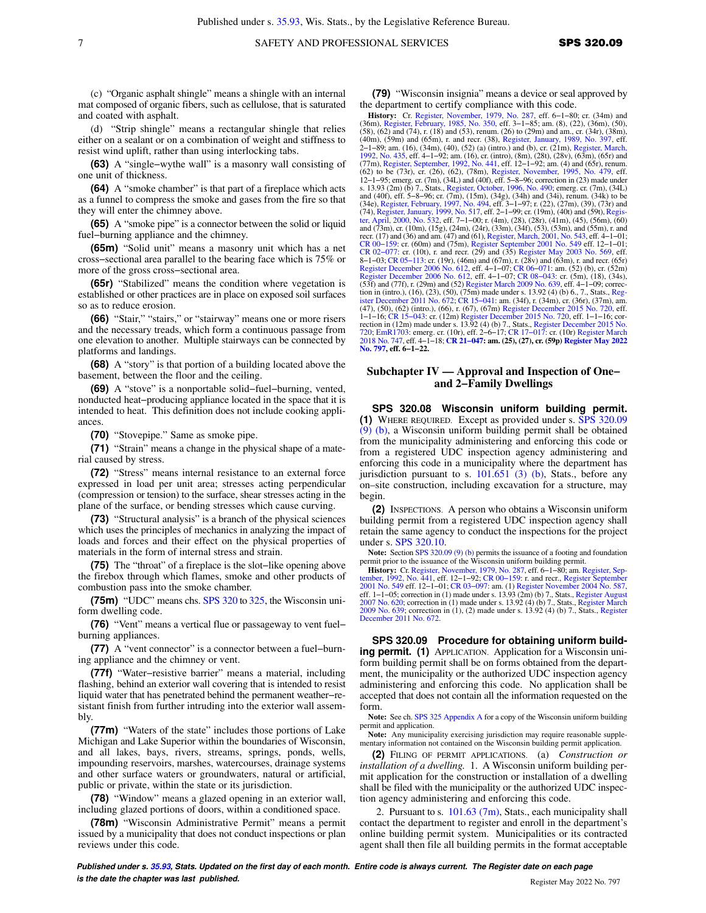(c) "Organic asphalt shingle" means a shingle with an internal mat composed of organic fibers, such as cellulose, that is saturated and coated with asphalt.

(d) "Strip shingle" means a rectangular shingle that relies either on a sealant or on a combination of weight and stiffness to resist wind uplift, rather than using interlocking tabs.

**(63)** A "single−wythe wall" is a masonry wall consisting of one unit of thickness.

**(64)** A "smoke chamber" is that part of a fireplace which acts as a funnel to compress the smoke and gases from the fire so that they will enter the chimney above.

**(65)** A "smoke pipe" is a connector between the solid or liquid fuel−burning appliance and the chimney.

**(65m)** "Solid unit" means a masonry unit which has a net cross−sectional area parallel to the bearing face which is 75% or more of the gross cross−sectional area.

**(65r)** "Stabilized" means the condition where vegetation is established or other practices are in place on exposed soil surfaces so as to reduce erosion.

**(66)** "Stair," "stairs," or "stairway" means one or more risers and the necessary treads, which form a continuous passage from one elevation to another. Multiple stairways can be connected by platforms and landings.

**(68)** A "story" is that portion of a building located above the basement, between the floor and the ceiling.

**(69)** A "stove" is a nonportable solid−fuel−burning, vented, nonducted heat−producing appliance located in the space that it is intended to heat. This definition does not include cooking appliances.

**(70)** "Stovepipe." Same as smoke pipe.

**(71)** "Strain" means a change in the physical shape of a material caused by stress.

**(72)** "Stress" means internal resistance to an external force expressed in load per unit area; stresses acting perpendicular (compression or tension) to the surface, shear stresses acting in the plane of the surface, or bending stresses which cause curving.

**(73)** "Structural analysis" is a branch of the physical sciences which uses the principles of mechanics in analyzing the impact of loads and forces and their effect on the physical properties of materials in the form of internal stress and strain.

**(75)** The "throat" of a fireplace is the slot−like opening above the firebox through which flames, smoke and other products of combustion pass into the smoke chamber.

**(75m)** "UDC" means chs. SPS 320 to 325, the Wisconsin uniform dwelling code.

**(76)** "Vent" means a vertical flue or passageway to vent fuel−burning appliances.

**(77)** A "vent connector" is a connector between a fuel−burning appliance and the chimney or vent.

**(77f)** "Water−resistive barrier" means a material, including flashing, behind an exterior wall covering that is intended to resist liquid water that has penetrated behind the permanent weather−resistant finish from further intruding into the exterior wall assembly.

**(77m)** "Waters of the state" includes those portions of Lake Michigan and Lake Superior within the boundaries of Wisconsin, and all lakes, bays, rivers, streams, springs, ponds, wells, impounding reservoirs, marshes, watercourses, drainage systems and other surface waters or groundwaters, natural or artificial, public or private, within the state or its jurisdiction.

**(78)** "Window" means a glazed opening in an exterior wall, including glazed portions of doors, within a conditioned space.

**(78m)** "Wisconsin Administrative Permit" means a permit issued by a municipality that does not conduct inspections or plan reviews under this code.

**(79)** "Wisconsin insignia" means a device or seal approved by the department to certify compliance with this code.

**History:** Cr. Register, November, 1979, No. 287, eff. 6−1−80; cr. (34m) and (36m), Register, February, 1985, No. 350, eff. 3−1−85; am. (8), (22), (36m), (50), (58), (62) and (74), r. (18) and (53), renum. (26) to (29m) and am., cr. (34r), (38m), (40m), (59m) and (65m), r. and recr. (38), Register, January, 1989, No. 397, eff. 2−1−89; am. (16), (34m), (40), (52) (a) (intro.) and (b), cr. (21m), Register, March, 1992, No. 435, eff. 4−1−92; am. (16), cr. (intro), (8m), (28t), (28v), (63m), (65r) and (77m), Register, September, 1992, No. 441, eff. 12−1−92; am. (4) and (65r), renum. (62) to be (73r), cr. (26), (62), (78m), Register, November, 1995, No. 479, eff. 12−1−95; emerg. cr. (7m), (34L) and (40f), eff. 5−8−96; correction in (23) made under s. 13.93 (2m) (b) 7., Stats., Register, October, 1996, No. 490; emerg. cr. (7m), (34L) and (40f), eff. 5−8−96; cr. (7m), (15m), (34g), (34h) and (34i), renum. (34k) to be (34e), Register, February, 1997, No. 494, eff. 3−1−97; r. (22), (27m), (39), (73r) and (74), Register, January, 1999, No. 517, eff. 2−1−99; cr. (19m), (40t) and (59t), Register, April, 2000, No. 532, eff. 7−1−00; r. (4m), (28), (28r), (41m), (45), (56m), (60) and (73m), cr. (10m), (15g), (24m), (24r), (33m), (34f), (53), (53m), and (55m), r. and recr. (17) and (36) and am. (47) and (61), Register, March, 2001, No. 543, eff. 4−1−01; CR 00−159: cr. (60m) and (75m), Register September 2001 No. 549 eff. 12−1−01; CR 02−077: cr. (10t), r. and recr. (29) and (35) Register May 2003 No. 569, eff. 8−1−03; CR 05−113: cr. (19r), (46m) and (67m), r. (28v) and (63m), r. and recr. (65r) Register December 2006 No. 612, eff. 4−1−07; CR 06−071: am. (52) (b), cr. (52m) Register December 2006 No. 612, eff. 4−1−07; CR 08−043: cr. (5m), (18), (34s), (53f) and (77f), r. (29m) and (52) Register March 2009 No. 639, eff. 4−1−09; correction in (intro.), (16), (23), (50), (75m) made under s. 13.92 (4) (b) 6., 7., Stats., Register December 2011 No. 672; CR 15−041: am. (34f), r. (34m), cr. (36r), (37m), am. (47), (50), (62) (intro.), (66), r. (67), (67m) Register December 2015 No. 720, eff. 1−1−16; CR 15−043: cr. (12m) Register December 2015 No. 720, eff. 1−1−16; correction in (12m) made under s. 13.92 (4) (b) 7., Stats., Register December 2015 No. 720; EmR1703: emerg. cr. (10r), eff. 2−6−17; CR 17−017: cr. (10r) Register March 2018 No. 747, eff. 4−1−18; **CR 21−047: am. (25), (27), cr. (59p) Register May 2022 No. 797, eff. 6−1−22.**

## Subchapter IV — Approval and Inspection of One− and 2−Family Dwellings

**SPS 320.08 Wisconsin uniform building permit. (1)** WHERE REQUIRED. Except as provided under s. SPS 320.09 (9) (b), a Wisconsin uniform building permit shall be obtained from the municipality administering and enforcing this code or from a registered UDC inspection agency administering and enforcing this code in a municipality where the department has jurisdiction pursuant to s. 101.651 (3) (b), Stats., before any on−site construction, including excavation for a structure, may begin.

**(2)** INSPECTIONS. A person who obtains a Wisconsin uniform building permit from a registered UDC inspection agency shall retain the same agency to conduct the inspections for the project under s. SPS 320.10.

**Note:** Section SPS 320.09 (9) (b) permits the issuance of a footing and foundation permit prior to the issuance of the Wisconsin uniform building permit.

**History:** Cr. Register, November, 1979, No. 287, eff. 6−1−80; am. Register, September, 1992, No. 441, eff. 12−1−92; CR 00−159: r. and recr., Register September 2001 No. 549 eff. 12−1−01; CR 03−097: am. (1) Register November 2004 No. 587, eff. 1−1−05; correction in (1) made under s. 13.93 (2m) (b) 7., Stats., Register August 2007 No. 620; correction in (1) made under s. 13.92 (4) (b) 7., Stats., Register March 2009 No. 639; correction in (1), (2) made under s. 13.92 (4) (b) 7., Stats., Register December 2011 No. 672.

**SPS 320.09 Procedure for obtaining uniform building permit. (1)** APPLICATION. Application for a Wisconsin uniform building permit shall be on forms obtained from the department, the municipality or the authorized UDC inspection agency administering and enforcing this code. No application shall be accepted that does not contain all the information requested on the form.

**Note:** See ch. SPS 325 Appendix A for a copy of the Wisconsin uniform building permit and application.

**Note:** Any municipality exercising jurisdiction may require reasonable supplementary information not contained on the Wisconsin building permit application.

**(2)** FILING OF PERMIT APPLICATIONS. (a) *Construction or installation of a dwelling.* 1. A Wisconsin uniform building permit application for the construction or installation of a dwelling shall be filed with the municipality or the authorized UDC inspection agency administering and enforcing this code.

2. Pursuant to s. 101.63 (7m), Stats., each municipality shall contact the department to register and enroll in the department's online building permit system. Municipalities or its contracted agent shall then file all building permits in the format acceptable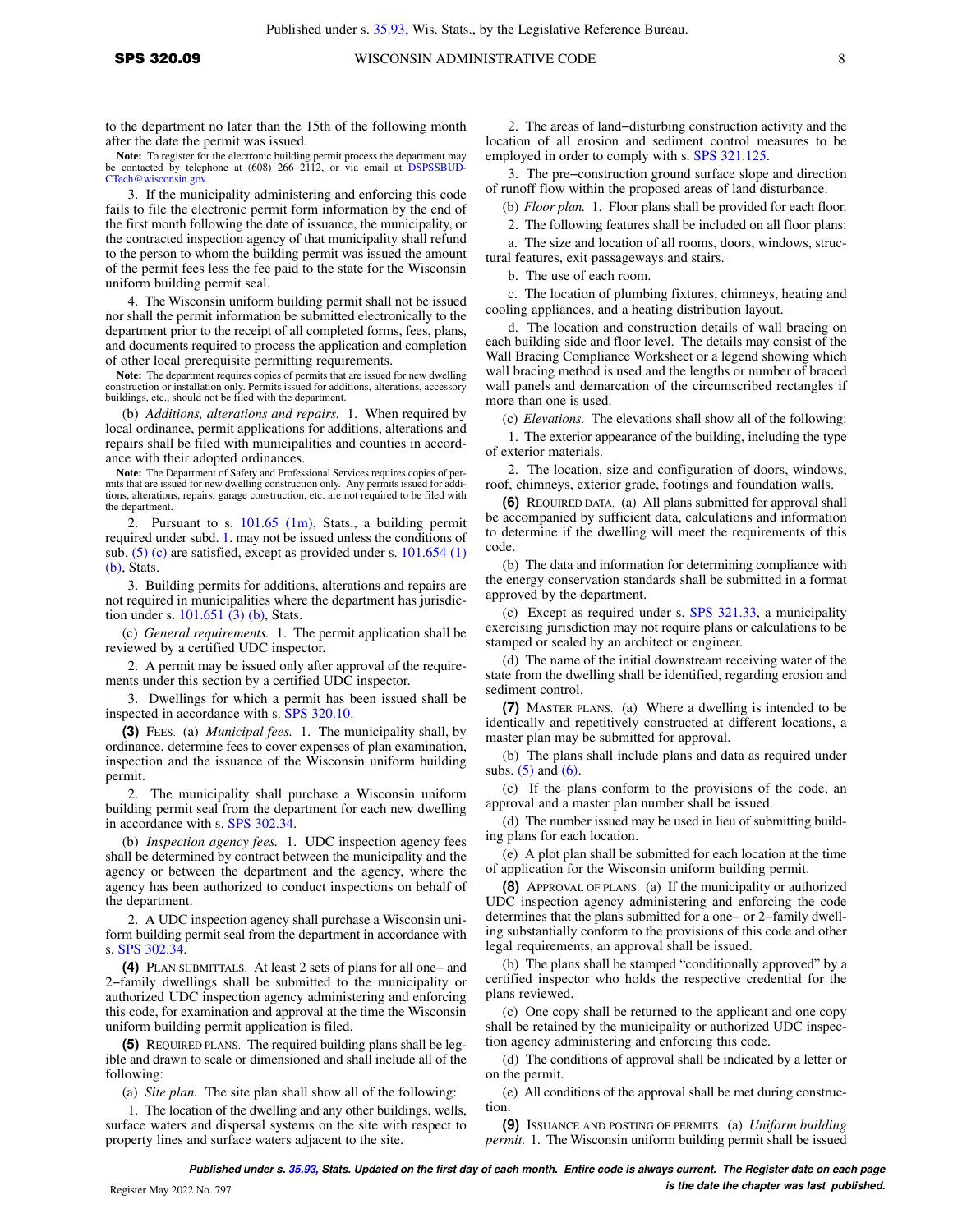to the department no later than the 15th of the following month after the date the permit was issued.

**Note:** To register for the electronic building permit process the department may be contacted by telephone at (608) 266−2112, or via email at DSPSSBUDCTech@wisconsin.gov.

3. If the municipality administering and enforcing this code fails to file the electronic permit form information by the end of the first month following the date of issuance, the municipality, or the contracted inspection agency of that municipality shall refund to the person to whom the building permit was issued the amount of the permit fees less the fee paid to the state for the Wisconsin uniform building permit seal.

4. The Wisconsin uniform building permit shall not be issued nor shall the permit information be submitted electronically to the department prior to the receipt of all completed forms, fees, plans, and documents required to process the application and completion of other local prerequisite permitting requirements.

**Note:** The department requires copies of permits that are issued for new dwelling construction or installation only. Permits issued for additions, alterations, accessory buildings, etc., should not be filed with the department.

(b) *Additions, alterations and repairs.* 1. When required by local ordinance, permit applications for additions, alterations and repairs shall be filed with municipalities and counties in accordance with their adopted ordinances.

**Note:** The Department of Safety and Professional Services requires copies of permits that are issued for new dwelling construction only. Any permits issued for additions, alterations, repairs, garage construction, etc. are not required to be filed with the department.

2. Pursuant to s. 101.65 (1m), Stats., a building permit required under subd. 1. may not be issued unless the conditions of sub. (5) (c) are satisfied, except as provided under s. 101.654 (1) (b), Stats.

3. Building permits for additions, alterations and repairs are not required in municipalities where the department has jurisdiction under s. 101.651 (3) (b), Stats.

(c) *General requirements.* 1. The permit application shall be reviewed by a certified UDC inspector.

2. A permit may be issued only after approval of the requirements under this section by a certified UDC inspector.

3. Dwellings for which a permit has been issued shall be inspected in accordance with s. SPS 320.10.

**(3)** FEES. (a) *Municipal fees.* 1. The municipality shall, by ordinance, determine fees to cover expenses of plan examination, inspection and the issuance of the Wisconsin uniform building permit.

2. The municipality shall purchase a Wisconsin uniform building permit seal from the department for each new dwelling in accordance with s. SPS 302.34.

(b) *Inspection agency fees.* 1. UDC inspection agency fees shall be determined by contract between the municipality and the agency or between the department and the agency, where the agency has been authorized to conduct inspections on behalf of the department.

2. A UDC inspection agency shall purchase a Wisconsin uniform building permit seal from the department in accordance with s. SPS 302.34.

**(4)** PLAN SUBMITTALS. At least 2 sets of plans for all one− and 2−family dwellings shall be submitted to the municipality or authorized UDC inspection agency administering and enforcing this code, for examination and approval at the time the Wisconsin uniform building permit application is filed.

**(5)** REQUIRED PLANS. The required building plans shall be legible and drawn to scale or dimensioned and shall include all of the following:

(a) *Site plan.* The site plan shall show all of the following:

1. The location of the dwelling and any other buildings, wells, surface waters and dispersal systems on the site with respect to property lines and surface waters adjacent to the site.

2. The areas of land−disturbing construction activity and the location of all erosion and sediment control measures to be employed in order to comply with s. SPS 321.125.

3. The pre−construction ground surface slope and direction of runoff flow within the proposed areas of land disturbance.

(b) *Floor plan.* 1. Floor plans shall be provided for each floor.

2. The following features shall be included on all floor plans:

a. The size and location of all rooms, doors, windows, structural features, exit passageways and stairs.

b. The use of each room.

c. The location of plumbing fixtures, chimneys, heating and cooling appliances, and a heating distribution layout.

d. The location and construction details of wall bracing on each building side and floor level. The details may consist of the Wall Bracing Compliance Worksheet or a legend showing which wall bracing method is used and the lengths or number of braced wall panels and demarcation of the circumscribed rectangles if more than one is used.

(c) *Elevations.* The elevations shall show all of the following:

1. The exterior appearance of the building, including the type of exterior materials.

2. The location, size and configuration of doors, windows, roof, chimneys, exterior grade, footings and foundation walls.

**(6)** REQUIRED DATA. (a) All plans submitted for approval shall be accompanied by sufficient data, calculations and information to determine if the dwelling will meet the requirements of this code.

(b) The data and information for determining compliance with the energy conservation standards shall be submitted in a format approved by the department.

(c) Except as required under s. SPS 321.33, a municipality exercising jurisdiction may not require plans or calculations to be stamped or sealed by an architect or engineer.

(d) The name of the initial downstream receiving water of the state from the dwelling shall be identified, regarding erosion and sediment control.

**(7)** MASTER PLANS. (a) Where a dwelling is intended to be identically and repetitively constructed at different locations, a master plan may be submitted for approval.

(b) The plans shall include plans and data as required under subs. (5) and (6).

(c) If the plans conform to the provisions of the code, an approval and a master plan number shall be issued.

(d) The number issued may be used in lieu of submitting building plans for each location.

(e) A plot plan shall be submitted for each location at the time of application for the Wisconsin uniform building permit.

**(8)** APPROVAL OF PLANS. (a) If the municipality or authorized UDC inspection agency administering and enforcing the code determines that the plans submitted for a one− or 2−family dwelling substantially conform to the provisions of this code and other legal requirements, an approval shall be issued.

(b) The plans shall be stamped "conditionally approved" by a certified inspector who holds the respective credential for the plans reviewed.

(c) One copy shall be returned to the applicant and one copy shall be retained by the municipality or authorized UDC inspection agency administering and enforcing this code.

(d) The conditions of approval shall be indicated by a letter or on the permit.

(e) All conditions of the approval shall be met during construction.

**(9)** ISSUANCE AND POSTING OF PERMITS. (a) *Uniform building permit.* 1. The Wisconsin uniform building permit shall be issued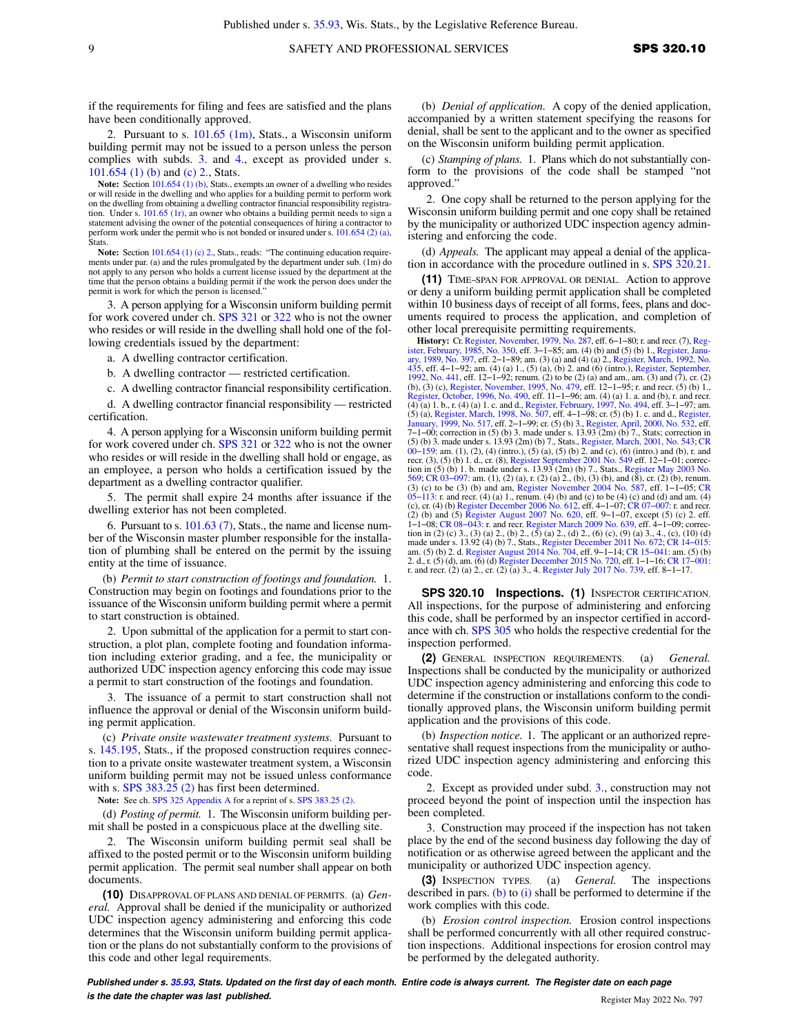if the requirements for filing and fees are satisfied and the plans have been conditionally approved.

2. Pursuant to s. 101.65 (1m), Stats., a Wisconsin uniform building permit may not be issued to a person unless the person complies with subds. 3. and 4., except as provided under s. 101.654 (1) (b) and (c) 2., Stats.

**Note:** Section 101.654 (1) (b), Stats., exempts an owner of a dwelling who resides or will reside in the dwelling and who applies for a building permit to perform work on the dwelling from obtaining a dwelling contractor financial responsibility registration. Under s. 101.65 (1r), an owner who obtains a building permit needs to sign a statement advising the owner of the potential consequences of hiring a contractor to perform work under the permit who is not bonded or insured under s. 101.654 (2) (a), Stats.

**Note:** Section 101.654 (1) (c) 2., Stats., reads: "The continuing education requirements under par. (a) and the rules promulgated by the department under sub. (1m) do not apply to any person who holds a current license issued by the department at the time that the person obtains a building permit if the work the person does under the permit is work for which the person is licensed."

3. A person applying for a Wisconsin uniform building permit for work covered under ch. SPS 321 or 322 who is not the owner who resides or will reside in the dwelling shall hold one of the following credentials issued by the department:

a. A dwelling contractor certification.

b. A dwelling contractor — restricted certification.

c. A dwelling contractor financial responsibility certification.

d. A dwelling contractor financial responsibility — restricted certification.

4. A person applying for a Wisconsin uniform building permit for work covered under ch. SPS 321 or 322 who is not the owner who resides or will reside in the dwelling shall hold or engage, as an employee, a person who holds a certification issued by the department as a dwelling contractor qualifier.

5. The permit shall expire 24 months after issuance if the dwelling exterior has not been completed.

6. Pursuant to s. 101.63 (7), Stats., the name and license number of the Wisconsin master plumber responsible for the installation of plumbing shall be entered on the permit by the issuing entity at the time of issuance.

(b) *Permit to start construction of footings and foundation.* 1. Construction may begin on footings and foundations prior to the issuance of the Wisconsin uniform building permit where a permit to start construction is obtained.

2. Upon submittal of the application for a permit to start construction, a plot plan, complete footing and foundation information including exterior grading, and a fee, the municipality or authorized UDC inspection agency enforcing this code may issue a permit to start construction of the footings and foundation.

3. The issuance of a permit to start construction shall not influence the approval or denial of the Wisconsin uniform building permit application.

(c) *Private onsite wastewater treatment systems.* Pursuant to s. 145.195, Stats., if the proposed construction requires connection to a private onsite wastewater treatment system, a Wisconsin uniform building permit may not be issued unless conformance with s. SPS 383.25 (2) has first been determined.

**Note:** See ch. SPS 325 Appendix A for a reprint of s. SPS 383.25 (2).

(d) *Posting of permit.* 1. The Wisconsin uniform building permit shall be posted in a conspicuous place at the dwelling site.

2. The Wisconsin uniform building permit seal shall be affixed to the posted permit or to the Wisconsin uniform building permit application. The permit seal number shall appear on both documents.

**(10)** DISAPPROVAL OF PLANS AND DENIAL OF PERMITS. (a) *General.* Approval shall be denied if the municipality or authorized UDC inspection agency administering and enforcing this code determines that the Wisconsin uniform building permit application or the plans do not substantially conform to the provisions of this code and other legal requirements.

(b) *Denial of application.* A copy of the denied application, accompanied by a written statement specifying the reasons for denial, shall be sent to the applicant and to the owner as specified on the Wisconsin uniform building permit application.

(c) *Stamping of plans.* 1. Plans which do not substantially conform to the provisions of the code shall be stamped "not approved."

2. One copy shall be returned to the person applying for the Wisconsin uniform building permit and one copy shall be retained by the municipality or authorized UDC inspection agency administering and enforcing the code.

(d) *Appeals.* The applicant may appeal a denial of the application in accordance with the procedure outlined in s. SPS 320.21.

**(11)** TIME-SPAN FOR APPROVAL OR DENIAL. Action to approve or deny a uniform building permit application shall be completed within 10 business days of receipt of all forms, fees, plans and documents required to process the application, and completion of other local prerequisite permitting requirements.

**History:** Cr. Register, November, 1979, No. 287, eff. 6-1-80; r. and recr. (7), Register, February, 1985, No. 350, eff. 3-1-85; am. (4) (b) and (5) (b) 1., Register, January, 1989, No. 397, eff. 2-1-89; am. (3) (a) and (4) (a) 2., Register, March, 1992, No. 435, eff. 4-1-92; am. (4) (a) 1., (5) (a), (b) 2. and (6) (intro.), Register, September, 1992, No. 441, eff. 12-1-92; renum. (2) to be (2) (a) and am., am. (3) and (7), cr. (2) (b), (3) (c), Register, November, 1995, No. 479, eff. 12-1-95; r. and recr. (5) (b) 1., Register, October, 1996, No. 490, eff. 11-1-96; am. (4) (a) 1. a. and (b), r. and recr. (4) (a) 1. b., r. (4) (a) 1. c. and d., Register, February, 1997, No. 494, eff. 3-1-97; am. (5) (a), Register, March, 1998, No. 507, eff. 4-1-98; cr. (5) (b) 1. c. and d., Register, January, 1999, No. 517, eff. 2-1-99; cr. (5) (b) 3., Register, April, 2000, No. 532, eff. 7-1-00; correction in (5) (b) 3. made under s. 13.93 (2m) (b) 7., Stats; correction in (5) (b) 3. made under s. 13.93 (2m) (b) 7., Stats., Register, March, 2001, No. 543; CR 00-159: am. (1), (2), (4) (intro.), (5) (a), (5) (b) 2. and (c), (6) (intro.) and (b), r. and recr. (3), (5) (b) 1. d., cr. (8), Register September 2001 No. 549 eff. 12-1-01; correction in (5) (b) 1. b. made under s. 13.93 (2m) (b) 7., Stats., Register May 2003 No. 569; CR 03-097: am. (1), (2) (a), r. (2) (a) 2., (b), (3) (b), and (8), cr. (2) (b), renum. (3) (c) to be (3) (b) and am, Register November 2004 No. 587, eff. 1-1-05; CR 05-113: r. and recr. (4) (a) 1., renum. (4) (b) and (c) to be (4) (c) and (d) and am. (4) (c), cr. (4) (b) Register December 2006 No. 612, eff. 4-1-07; CR 07-007: r. and recr. (2) (b) and (5) Register August 2007 No. 620, eff. 9-1-07, except (5) (c) 2. eff. 1-1-08; CR 08-043: r. and recr. Register March 2009 No. 639, eff. 4-1-09; correction in (2) (c) 3., (3) (a) 2., (b) 2., (5) (a) 2., (d) 2., (6) (c), (9) (a) 3., 4., (c), (10) (d) made under s. 13.92 (4) (b) 7., Stats., Register December 2011 No. 672; CR 14-015: am. (5) (b) 2. d. Register August 2014 No. 704, eff. 9-1-14; CR 15-041: am. (5) (b) 2. d., r. (5) (d), am. (6) (d) Register December 2015 No. 720, eff. 1-1-16; CR 17-001: r. and recr. (2) (a) 2., cr. (2) (a) 3., 4. Register July 2017 No. 739, eff. 8-1-17.

## SPS 320.10 Inspections.

**(1)** INSPECTOR CERTIFICATION. All inspections, for the purpose of administering and enforcing this code, shall be performed by an inspector certified in accordance with ch. SPS 305 who holds the respective credential for the inspection performed.

**(2)** GENERAL INSPECTION REQUIREMENTS. (a) *General.* Inspections shall be conducted by the municipality or authorized UDC inspection agency administering and enforcing this code to determine if the construction or installations conform to the conditionally approved plans, the Wisconsin uniform building permit application and the provisions of this code.

(b) *Inspection notice.* 1. The applicant or an authorized representative shall request inspections from the municipality or authorized UDC inspection agency administering and enforcing this code.

2. Except as provided under subd. 3., construction may not proceed beyond the point of inspection until the inspection has been completed.

3. Construction may proceed if the inspection has not taken place by the end of the second business day following the day of notification or as otherwise agreed between the applicant and the municipality or authorized UDC inspection agency.

**(3)** INSPECTION TYPES. (a) *General.* The inspections described in pars. (b) to (i) shall be performed to determine if the work complies with this code.

(b) *Erosion control inspection.* Erosion control inspections shall be performed concurrently with all other required construction inspections. Additional inspections for erosion control may be performed by the delegated authority.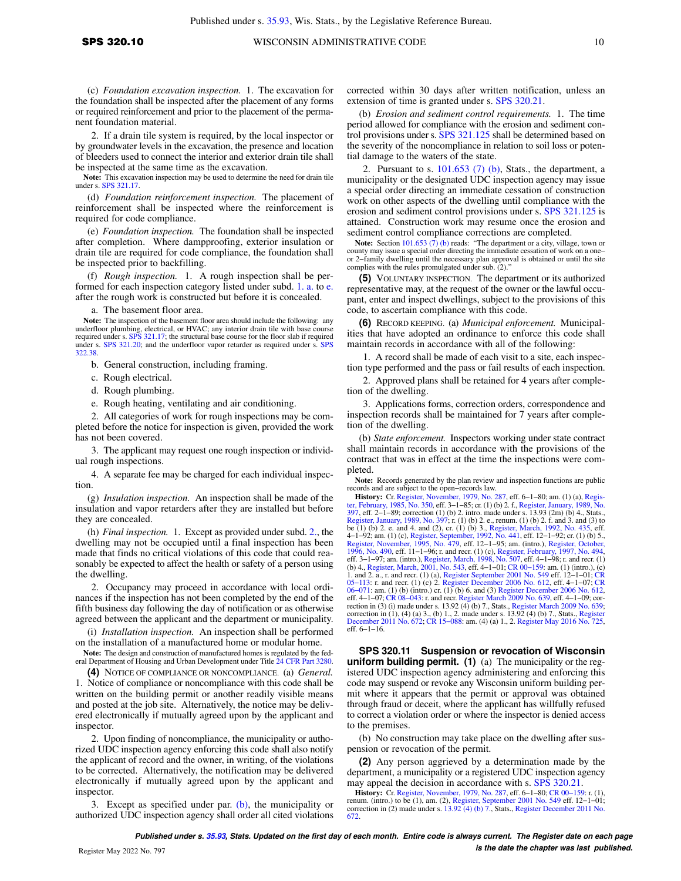(c) *Foundation excavation inspection.* 1. The excavation for the foundation shall be inspected after the placement of any forms or required reinforcement and prior to the placement of the permanent foundation material.

2. If a drain tile system is required, by the local inspector or by groundwater levels in the excavation, the presence and location of bleeders used to connect the interior and exterior drain tile shall be inspected at the same time as the excavation.

**Note:** This excavation inspection may be used to determine the need for drain tile under s. SPS 321.17.

(d) *Foundation reinforcement inspection.* The placement of reinforcement shall be inspected where the reinforcement is required for code compliance.

(e) *Foundation inspection.* The foundation shall be inspected after completion. Where dampproofing, exterior insulation or drain tile are required for code compliance, the foundation shall be inspected prior to backfilling.

(f) *Rough inspection.* 1. A rough inspection shall be performed for each inspection category listed under subd. 1. a. to e. after the rough work is constructed but before it is concealed.

a. The basement floor area.

**Note:** The inspection of the basement floor area should include the following: any underfloor plumbing, electrical, or HVAC; any interior drain tile with base course required under s. SPS 321.17; the structural base course for the floor slab if required under s. SPS 321.20; and the underfloor vapor retarder as required under s. SPS 322.38.

b. General construction, including framing.

c. Rough electrical.

d. Rough plumbing.

e. Rough heating, ventilating and air conditioning.

2. All categories of work for rough inspections may be completed before the notice for inspection is given, provided the work has not been covered.

3. The applicant may request one rough inspection or individual rough inspections.

4. A separate fee may be charged for each individual inspection.

(g) *Insulation inspection.* An inspection shall be made of the insulation and vapor retarders after they are installed but before they are concealed.

(h) *Final inspection.* 1. Except as provided under subd. 2., the dwelling may not be occupied until a final inspection has been made that finds no critical violations of this code that could reasonably be expected to affect the health or safety of a person using the dwelling.

2. Occupancy may proceed in accordance with local ordinances if the inspection has not been completed by the end of the fifth business day following the day of notification or as otherwise agreed between the applicant and the department or municipality.

(i) *Installation inspection.* An inspection shall be performed on the installation of a manufactured home or modular home.

**Note:** The design and construction of manufactured homes is regulated by the federal Department of Housing and Urban Development under Title 24 CFR Part 3280.

**(4)** NOTICE OF COMPLIANCE OR NONCOMPLIANCE. (a) *General.* 1. Notice of compliance or noncompliance with this code shall be written on the building permit or another readily visible means and posted at the job site. Alternatively, the notice may be delivered electronically if mutually agreed upon by the applicant and inspector.

2. Upon finding of noncompliance, the municipality or authorized UDC inspection agency enforcing this code shall also notify the applicant of record and the owner, in writing, of the violations to be corrected. Alternatively, the notification may be delivered electronically if mutually agreed upon by the applicant and inspector.

3. Except as specified under par. (b), the municipality or authorized UDC inspection agency shall order all cited violations corrected within 30 days after written notification, unless an extension of time is granted under s. SPS 320.21.

(b) *Erosion and sediment control requirements.* 1. The time period allowed for compliance with the erosion and sediment control provisions under s. SPS 321.125 shall be determined based on the severity of the noncompliance in relation to soil loss or potential damage to the waters of the state.

2. Pursuant to s. 101.653 (7) (b), Stats., the department, a municipality or the designated UDC inspection agency may issue a special order directing an immediate cessation of construction work on other aspects of the dwelling until compliance with the erosion and sediment control provisions under s. SPS 321.125 is attained. Construction work may resume once the erosion and sediment control compliance corrections are completed.

**Note:** Section 101.653 (7) (b) reads: "The department or a city, village, town or county may issue a special order directing the immediate cessation of work on a one– or 2–family dwelling until the necessary plan approval is obtained or until the site complies with the rules promulgated under sub. (2)."

**(5)** VOLUNTARY INSPECTION. The department or its authorized representative may, at the request of the owner or the lawful occupant, enter and inspect dwellings, subject to the provisions of this code, to ascertain compliance with this code.

**(6)** RECORD KEEPING. (a) *Municipal enforcement.* Municipalities that have adopted an ordinance to enforce this code shall maintain records in accordance with all of the following:

1. A record shall be made of each visit to a site, each inspection type performed and the pass or fail results of each inspection.

2. Approved plans shall be retained for 4 years after completion of the dwelling.

3. Applications forms, correction orders, correspondence and inspection records shall be maintained for 7 years after completion of the dwelling.

(b) *State enforcement.* Inspectors working under state contract shall maintain records in accordance with the provisions of the contract that was in effect at the time the inspections were completed.

**Note:** Records generated by the plan review and inspection functions are public records and are subject to the open–records law.

**History:** Cr. Register, November, 1979, No. 287, eff. 6–1–80; am. (1) (a), Register, February, 1985, No. 350, eff. 3–1–85; cr. (1) (b) 2. f., Register, January, 1989, No. 397, eff. 2–1–89; correction (1) (b) 2. intro. made under s. 13.93 (2m) (b) 4., Stats., Register, January, 1989, No. 397; r. (1) (b) 2. e., renum. (1) (b) 2. f. and 3. and (3) to be (1) (b) 2. e. and 4. and (2), cr. (1) (b) 3., Register, March, 1992, No. 435, eff. 4–1–92; am. (1) (c), Register, September, 1992, No. 441, eff. 12–1–92; cr. (1) (b) 5., Register, November, 1995, No. 479, eff. 12–1–95; am. (intro.), Register, October, 1996, No. 490, eff. 11–1–96; r. and recr. (1) (c), Register, February, 1997, No. 494, eff. 3–1–97; am. (intro.), Register, March, 1998, No. 507, eff. 4–1–98; r. and recr. (1) (b) 4., Register, March, 2001, No. 543, eff. 4–1–01; CR 00–159: am. (1) (intro.), (c) 1. and 2. a., r. and recr. (1) (a), Register September 2001 No. 549 eff. 12–1–01; CR 05–113: r. and recr. (1) (c) 2. Register December 2006 No. 612, eff. 4–1–07; CR 06–071: am. (1) (b) (intro.) cr. (1) (b) 6. and (3) Register December 2006 No. 612, eff. 4–1–07; CR 08–043: r. and recr. Register March 2009 No. 639, eff. 4–1–09; correction in (3) (i) made under s. 13.92 (4) (b) 7., Stats., Register March 2009 No. 639; correction in (1), (4) (a) 3., (b) 1., 2. made under s. 13.92 (4) (b) 7., Stats., Register December 2011 No. 672; CR 15–088: am. (4) (a) 1., 2. Register May 2016 No. 725, eff. 6–1–16.

**SPS 320.11 Suspension or revocation of Wisconsin uniform building permit. (1)** (a) The municipality or the registered UDC inspection agency administering and enforcing this code may suspend or revoke any Wisconsin uniform building permit where it appears that the permit or approval was obtained through fraud or deceit, where the applicant has willfully refused to correct a violation order or where the inspector is denied access to the premises.

(b) No construction may take place on the dwelling after suspension or revocation of the permit.

**(2)** Any person aggrieved by a determination made by the department, a municipality or a registered UDC inspection agency may appeal the decision in accordance with s. SPS 320.21.

**History:** Cr. Register, November, 1979, No. 287, eff. 6–1–80; CR 00–159: r. (1), renum. (intro.) to be (1), am. (2), Register, September 2001 No. 549 eff. 12–1–01; correction in (2) made under s. 13.92 (4) (b) 7., Stats., Register December 2011 No. 672.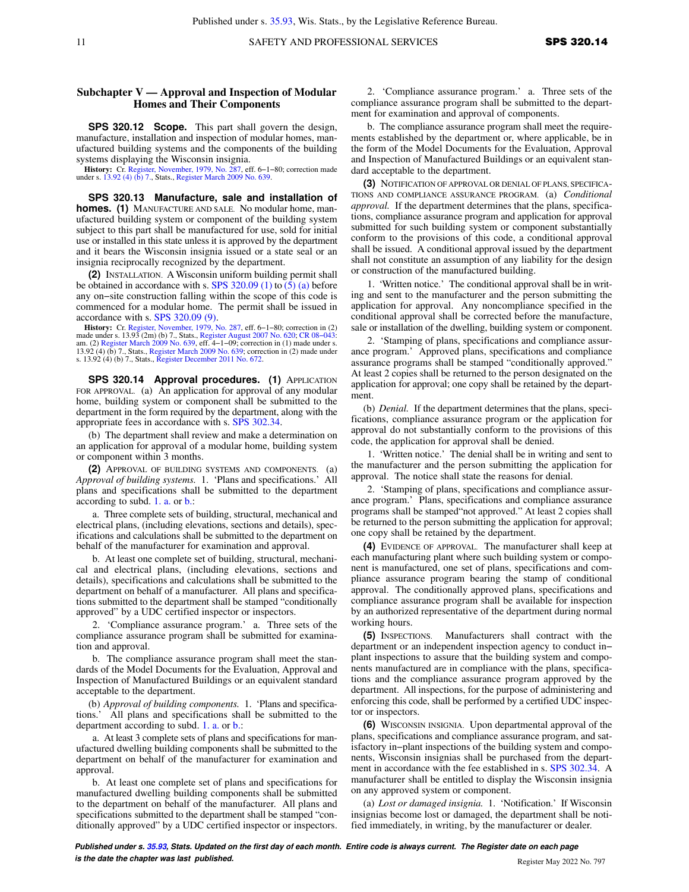## Subchapter V — Approval and Inspection of Modular Homes and Their Components

**SPS 320.12 Scope.** This part shall govern the design, manufacture, installation and inspection of modular homes, manufactured building systems and the components of the building systems displaying the Wisconsin insignia.

**History:** Cr. Register, November, 1979, No. 287, eff. 6−1−80; correction made under s. 13.92 (4) (b) 7., Stats., Register March 2009 No. 639.

**SPS 320.13 Manufacture, sale and installation of homes. (1)** MANUFACTURE AND SALE. No modular home, manufactured building system or component of the building system subject to this part shall be manufactured for use, sold for initial use or installed in this state unless it is approved by the department and it bears the Wisconsin insignia issued or a state seal or an insignia reciprocally recognized by the department.

**(2)** INSTALLATION. A Wisconsin uniform building permit shall be obtained in accordance with s. SPS 320.09 (1) to (5) (a) before any on−site construction falling within the scope of this code is commenced for a modular home. The permit shall be issued in accordance with s. SPS 320.09 (9).

**History:** Cr. Register, November, 1979, No. 287, eff. 6−1−80; correction in (2) made under s. 13.93 (2m) (b) 7., Stats., Register August 2007 No. 620; CR 08−043: am. (2) Register March 2009 No. 639, eff. 4−1−09; correction in (1) made under s. 13.92 (4) (b) 7., Stats., Register March 2009 No. 639; correction in (2) made under s. 13.92 (4) (b) 7., Stats., Register December 2011 No. 672.

**SPS 320.14 Approval procedures. (1)** APPLICATION FOR APPROVAL. (a) An application for approval of any modular home, building system or component shall be submitted to the department in the form required by the department, along with the appropriate fees in accordance with s. SPS 302.34.

(b) The department shall review and make a determination on an application for approval of a modular home, building system or component within 3 months.

**(2)** APPROVAL OF BUILDING SYSTEMS AND COMPONENTS. (a) *Approval of building systems.* 1. 'Plans and specifications.' All plans and specifications shall be submitted to the department according to subd. 1. a. or b.:

a. Three complete sets of building, structural, mechanical and electrical plans, (including elevations, sections and details), specifications and calculations shall be submitted to the department on behalf of the manufacturer for examination and approval.

b. At least one complete set of building, structural, mechanical and electrical plans, (including elevations, sections and details), specifications and calculations shall be submitted to the department on behalf of a manufacturer. All plans and specifications submitted to the department shall be stamped "conditionally approved" by a UDC certified inspector or inspectors.

2. 'Compliance assurance program.' a. Three sets of the compliance assurance program shall be submitted for examination and approval.

b. The compliance assurance program shall meet the standards of the Model Documents for the Evaluation, Approval and Inspection of Manufactured Buildings or an equivalent standard acceptable to the department.

(b) *Approval of building components.* 1. 'Plans and specifications.' All plans and specifications shall be submitted to the department according to subd. 1. a. or b.:

a. At least 3 complete sets of plans and specifications for manufactured dwelling building components shall be submitted to the department on behalf of the manufacturer for examination and approval.

b. At least one complete set of plans and specifications for manufactured dwelling building components shall be submitted to the department on behalf of the manufacturer. All plans and specifications submitted to the department shall be stamped "conditionally approved" by a UDC certified inspector or inspectors.

2. 'Compliance assurance program.' a. Three sets of the compliance assurance program shall be submitted to the department for examination and approval of components.

b. The compliance assurance program shall meet the requirements established by the department or, where applicable, be in the form of the Model Documents for the Evaluation, Approval and Inspection of Manufactured Buildings or an equivalent standard acceptable to the department.

**(3)** NOTIFICATION OF APPROVAL OR DENIAL OF PLANS, SPECIFICATIONS AND COMPLIANCE ASSURANCE PROGRAM. (a) *Conditional approval.* If the department determines that the plans, specifications, compliance assurance program and application for approval submitted for such building system or component substantially conform to the provisions of this code, a conditional approval shall be issued. A conditional approval issued by the department shall not constitute an assumption of any liability for the design or construction of the manufactured building.

1. 'Written notice.' The conditional approval shall be in writing and sent to the manufacturer and the person submitting the application for approval. Any noncompliance specified in the conditional approval shall be corrected before the manufacture, sale or installation of the dwelling, building system or component.

2. 'Stamping of plans, specifications and compliance assurance program.' Approved plans, specifications and compliance assurance programs shall be stamped "conditionally approved." At least 2 copies shall be returned to the person designated on the application for approval; one copy shall be retained by the department.

(b) *Denial.* If the department determines that the plans, specifications, compliance assurance program or the application for approval do not substantially conform to the provisions of this code, the application for approval shall be denied.

1. 'Written notice.' The denial shall be in writing and sent to the manufacturer and the person submitting the application for approval. The notice shall state the reasons for denial.

2. 'Stamping of plans, specifications and compliance assurance program.' Plans, specifications and compliance assurance programs shall be stamped "not approved." At least 2 copies shall be returned to the person submitting the application for approval; one copy shall be retained by the department.

**(4)** EVIDENCE OF APPROVAL. The manufacturer shall keep at each manufacturing plant where such building system or component is manufactured, one set of plans, specifications and compliance assurance program bearing the stamp of conditional approval. The conditionally approved plans, specifications and compliance assurance program shall be available for inspection by an authorized representative of the department during normal working hours.

**(5)** INSPECTIONS. Manufacturers shall contract with the department or an independent inspection agency to conduct in−plant inspections to assure that the building system and components manufactured are in compliance with the plans, specifications and the compliance assurance program approved by the department. All inspections, for the purpose of administering and enforcing this code, shall be performed by a certified UDC inspector or inspectors.

**(6)** WISCONSIN INSIGNIA. Upon departmental approval of the plans, specifications and compliance assurance program, and satisfactory in−plant inspections of the building system and components, Wisconsin insignias shall be purchased from the department in accordance with the fee established in s. SPS 302.34. A manufacturer shall be entitled to display the Wisconsin insignia on any approved system or component.

(a) *Lost or damaged insignia.* 1. 'Notification.' If Wisconsin insignias become lost or damaged, the department shall be notified immediately, in writing, by the manufacturer or dealer.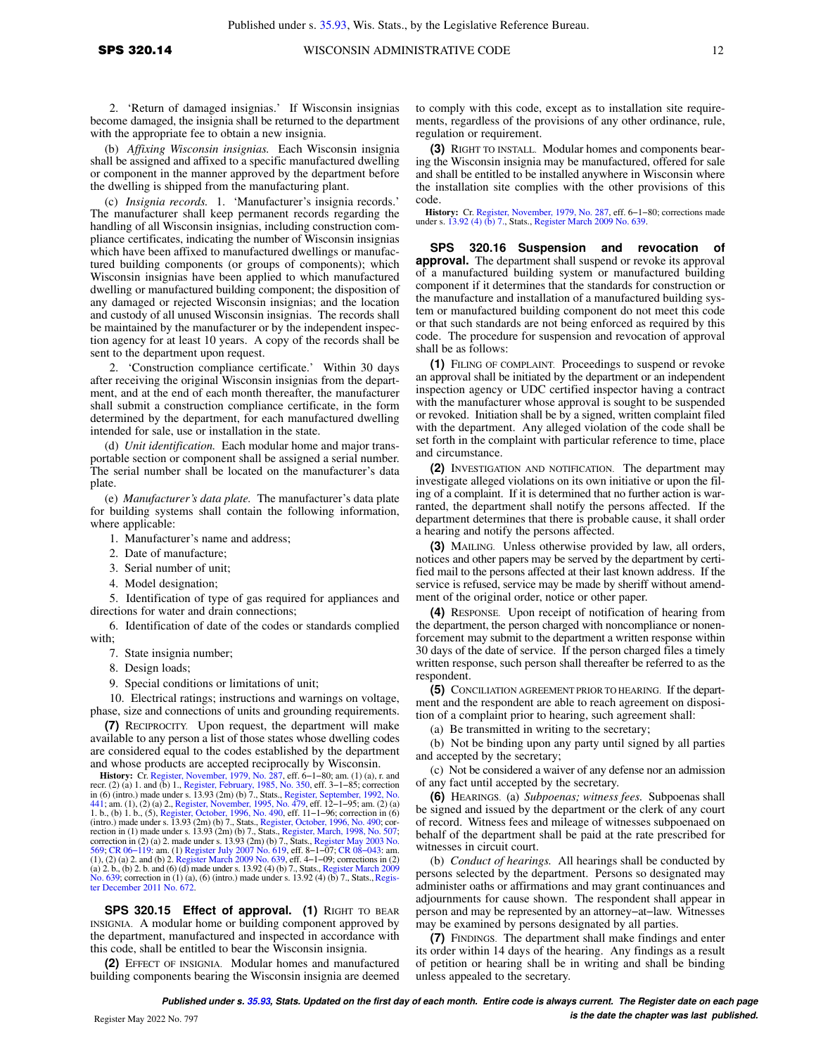2. 'Return of damaged insignias.' If Wisconsin insignias become damaged, the insignia shall be returned to the department with the appropriate fee to obtain a new insignia.

(b) *Affixing Wisconsin insignias.* Each Wisconsin insignia shall be assigned and affixed to a specific manufactured dwelling or component in the manner approved by the department before the dwelling is shipped from the manufacturing plant.

(c) *Insignia records.* 1. 'Manufacturer's insignia records.' The manufacturer shall keep permanent records regarding the handling of all Wisconsin insignias, including construction compliance certificates, indicating the number of Wisconsin insignias which have been affixed to manufactured dwellings or manufactured building components (or groups of components); which Wisconsin insignias have been applied to which manufactured dwelling or manufactured building component; the disposition of any damaged or rejected Wisconsin insignias; and the location and custody of all unused Wisconsin insignias. The records shall be maintained by the manufacturer or by the independent inspection agency for at least 10 years. A copy of the records shall be sent to the department upon request.

2. 'Construction compliance certificate.' Within 30 days after receiving the original Wisconsin insignias from the department, and at the end of each month thereafter, the manufacturer shall submit a construction compliance certificate, in the form determined by the department, for each manufactured dwelling intended for sale, use or installation in the state.

(d) *Unit identification.* Each modular home and major transportable section or component shall be assigned a serial number. The serial number shall be located on the manufacturer's data plate.

(e) *Manufacturer's data plate.* The manufacturer's data plate for building systems shall contain the following information, where applicable:

1. Manufacturer's name and address;

2. Date of manufacture;

3. Serial number of unit;

4. Model designation;

5. Identification of type of gas required for appliances and directions for water and drain connections;

6. Identification of date of the codes or standards complied with;

7. State insignia number;

8. Design loads;

9. Special conditions or limitations of unit;

10. Electrical ratings; instructions and warnings on voltage, phase, size and connections of units and grounding requirements.

**(7)** RECIPROCITY. Upon request, the department will make available to any person a list of those states whose dwelling codes are considered equal to the codes established by the department and whose products are accepted reciprocally by Wisconsin.

**History:** Cr. Register, November, 1979, No. 287, eff. 6–1–80; am. (1) (a), r. and recr. (2) (a) 1. and (b) 1., Register, February, 1985, No. 350, eff. 3–1–85; correction in (6) (intro.) made under s. 13.93 (2m) (b) 7., Stats., Register, September, 1992, No. 441; am. (1), (2) (a) 2., Register, November, 1995, No. 479, eff. 12–1–95; am. (2) (a) 1. b., (b) 1. b., (5), Register, October, 1996, No. 490, eff. 11–1–96; correction in (6) (intro.) made under s. 13.93 (2m) (b) 7., Stats., Register, October, 1996, No. 490; correction in (1) made under s. 13.93 (2m) (b) 7., Stats., Register, March, 1998, No. 507; correction in (2) (a) 2. made under s. 13.93 (2m) (b) 7., Stats., Register May 2003 No. 569; CR 06–119: am. (1) Register July 2007 No. 619, eff. 8–1–07; CR 08–043: am. (1), (2) (a) 2. and (b) 2. Register March 2009 No. 639, eff. 4–1–09; corrections in (2) (a) 2. b., (b) 2. b. and (6) (d) made under s. 13.92 (4) (b) 7., Stats., Register March 2009 No. 639; correction in (1) (a), (6) (intro.) made under s. 13.92 (4) (b) 7., Stats., Register December 2011 No. 672.

## SPS 320.15 Effect of approval.

**(1)** RIGHT TO BEAR INSIGNIA. A modular home or building component approved by the department, manufactured and inspected in accordance with this code, shall be entitled to bear the Wisconsin insignia.

**(2)** EFFECT OF INSIGNIA. Modular homes and manufactured building components bearing the Wisconsin insignia are deemed to comply with this code, except as to installation site requirements, regardless of the provisions of any other ordinance, rule, regulation or requirement.

**(3)** RIGHT TO INSTALL. Modular homes and components bearing the Wisconsin insignia may be manufactured, offered for sale and shall be entitled to be installed anywhere in Wisconsin where the installation site complies with the other provisions of this code.

**History:** Cr. Register, November, 1979, No. 287, eff. 6–1–80; corrections made under s. 13.92 (4) (b) 7., Stats., Register March 2009 No. 639.

## SPS 320.16 Suspension and revocation of approval.

The department shall suspend or revoke its approval of a manufactured building system or manufactured building component if it determines that the standards for construction or the manufacture and installation of a manufactured building system or manufactured building component do not meet this code or that such standards are not being enforced as required by this code. The procedure for suspension and revocation of approval shall be as follows:

**(1)** FILING OF COMPLAINT. Proceedings to suspend or revoke an approval shall be initiated by the department or an independent inspection agency or UDC certified inspector having a contract with the manufacturer whose approval is sought to be suspended or revoked. Initiation shall be by a signed, written complaint filed with the department. Any alleged violation of the code shall be set forth in the complaint with particular reference to time, place and circumstance.

**(2)** INVESTIGATION AND NOTIFICATION. The department may investigate alleged violations on its own initiative or upon the filing of a complaint. If it is determined that no further action is warranted, the department shall notify the persons affected. If the department determines that there is probable cause, it shall order a hearing and notify the persons affected.

**(3)** MAILING. Unless otherwise provided by law, all orders, notices and other papers may be served by the department by certified mail to the persons affected at their last known address. If the service is refused, service may be made by sheriff without amendment of the original order, notice or other paper.

**(4)** RESPONSE. Upon receipt of notification of hearing from the department, the person charged with noncompliance or nonenforcement may submit to the department a written response within 30 days of the date of service. If the person charged files a timely written response, such person shall thereafter be referred to as the respondent.

**(5)** CONCILIATION AGREEMENT PRIOR TO HEARING. If the department and the respondent are able to reach agreement on disposition of a complaint prior to hearing, such agreement shall:

(a) Be transmitted in writing to the secretary;

(b) Not be binding upon any party until signed by all parties and accepted by the secretary;

(c) Not be considered a waiver of any defense nor an admission of any fact until accepted by the secretary.

**(6)** HEARINGS. (a) *Subpoenas; witness fees.* Subpoenas shall be signed and issued by the department or the clerk of any court of record. Witness fees and mileage of witnesses subpoenaed on behalf of the department shall be paid at the rate prescribed for witnesses in circuit court.

(b) *Conduct of hearings.* All hearings shall be conducted by persons selected by the department. Persons so designated may administer oaths or affirmations and may grant continuances and adjournments for cause shown. The respondent shall appear in person and may be represented by an attorney–at–law. Witnesses may be examined by persons designated by all parties.

**(7)** FINDINGS. The department shall make findings and enter its order within 14 days of the hearing. Any findings as a result of petition or hearing shall be in writing and shall be binding unless appealed to the secretary.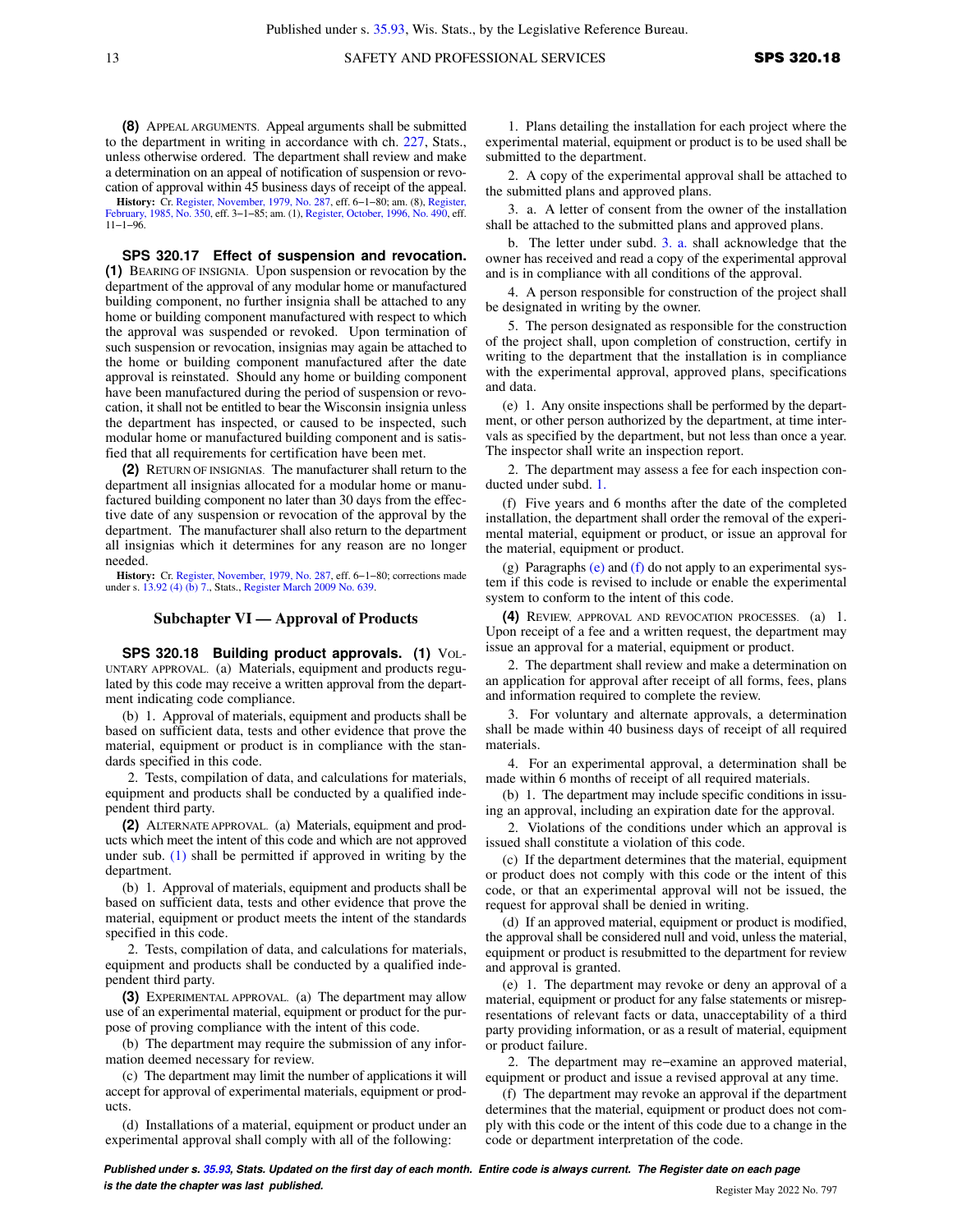**(8)** Appeal arguments. Appeal arguments shall be submitted to the department in writing in accordance with ch. 227, Stats., unless otherwise ordered. The department shall review and make a determination on an appeal of notification of suspension or revocation of approval within 45 business days of receipt of the appeal.

**History:** Cr. Register, November, 1979, No. 287, eff. 6−1−80; am. (8), Register, February, 1985, No. 350, eff. 3−1−85; am. (1), Register, October, 1996, No. 490, eff. 11−1−96.

**SPS 320.17 Effect of suspension and revocation.** **(1)** Bearing of insignia. Upon suspension or revocation by the department of the approval of any modular home or manufactured building component, no further insignia shall be attached to any home or building component manufactured with respect to which the approval was suspended or revoked. Upon termination of such suspension or revocation, insignias may again be attached to the home or building component manufactured after the date approval is reinstated. Should any home or building component have been manufactured during the period of suspension or revocation, it shall not be entitled to bear the Wisconsin insignia unless the department has inspected, or caused to be inspected, such modular home or manufactured building component and is satisfied that all requirements for certification have been met.

**(2)** Return of insignias. The manufacturer shall return to the department all insignias allocated for a modular home or manufactured building component no later than 30 days from the effective date of any suspension or revocation of the approval by the department. The manufacturer shall also return to the department all insignias which it determines for any reason are no longer needed.

**History:** Cr. Register, November, 1979, No. 287, eff. 6−1−80; corrections made under s. 13.92 (4) (b) 7., Stats., Register March 2009 No. 639.

## Subchapter VI — Approval of Products

**SPS 320.18 Building product approvals.** **(1)** Voluntary approval. (a) Materials, equipment and products regulated by this code may receive a written approval from the department indicating code compliance.

(b) 1. Approval of materials, equipment and products shall be based on sufficient data, tests and other evidence that prove the material, equipment or product is in compliance with the standards specified in this code.

2. Tests, compilation of data, and calculations for materials, equipment and products shall be conducted by a qualified independent third party.

**(2)** Alternate approval. (a) Materials, equipment and products which meet the intent of this code and which are not approved under sub. (1) shall be permitted if approved in writing by the department.

(b) 1. Approval of materials, equipment and products shall be based on sufficient data, tests and other evidence that prove the material, equipment or product meets the intent of the standards specified in this code.

2. Tests, compilation of data, and calculations for materials, equipment and products shall be conducted by a qualified independent third party.

**(3)** Experimental approval. (a) The department may allow use of an experimental material, equipment or product for the purpose of proving compliance with the intent of this code.

(b) The department may require the submission of any information deemed necessary for review.

(c) The department may limit the number of applications it will accept for approval of experimental materials, equipment or products.

(d) Installations of a material, equipment or product under an experimental approval shall comply with all of the following:

1. Plans detailing the installation for each project where the experimental material, equipment or product is to be used shall be submitted to the department.

2. A copy of the experimental approval shall be attached to the submitted plans and approved plans.

3. a. A letter of consent from the owner of the installation shall be attached to the submitted plans and approved plans.

b. The letter under subd. 3. a. shall acknowledge that the owner has received and read a copy of the experimental approval and is in compliance with all conditions of the approval.

4. A person responsible for construction of the project shall be designated in writing by the owner.

5. The person designated as responsible for the construction of the project shall, upon completion of construction, certify in writing to the department that the installation is in compliance with the experimental approval, approved plans, specifications and data.

(e) 1. Any onsite inspections shall be performed by the department, or other person authorized by the department, at time intervals as specified by the department, but not less than once a year. The inspector shall write an inspection report.

2. The department may assess a fee for each inspection conducted under subd. 1.

(f) Five years and 6 months after the date of the completed installation, the department shall order the removal of the experimental material, equipment or product, or issue an approval for the material, equipment or product.

(g) Paragraphs (e) and (f) do not apply to an experimental system if this code is revised to include or enable the experimental system to conform to the intent of this code.

**(4)** Review, approval and revocation processes. (a) 1. Upon receipt of a fee and a written request, the department may issue an approval for a material, equipment or product.

2. The department shall review and make a determination on an application for approval after receipt of all forms, fees, plans and information required to complete the review.

3. For voluntary and alternate approvals, a determination shall be made within 40 business days of receipt of all required materials.

4. For an experimental approval, a determination shall be made within 6 months of receipt of all required materials.

(b) 1. The department may include specific conditions in issuing an approval, including an expiration date for the approval.

2. Violations of the conditions under which an approval is issued shall constitute a violation of this code.

(c) If the department determines that the material, equipment or product does not comply with this code or the intent of this code, or that an experimental approval will not be issued, the request for approval shall be denied in writing.

(d) If an approved material, equipment or product is modified, the approval shall be considered null and void, unless the material, equipment or product is resubmitted to the department for review and approval is granted.

(e) 1. The department may revoke or deny an approval of a material, equipment or product for any false statements or misrepresentations of relevant facts or data, unacceptability of a third party providing information, or as a result of material, equipment or product failure.

2. The department may re−examine an approved material, equipment or product and issue a revised approval at any time.

(f) The department may revoke an approval if the department determines that the material, equipment or product does not comply with this code or the intent of this code due to a change in the code or department interpretation of the code.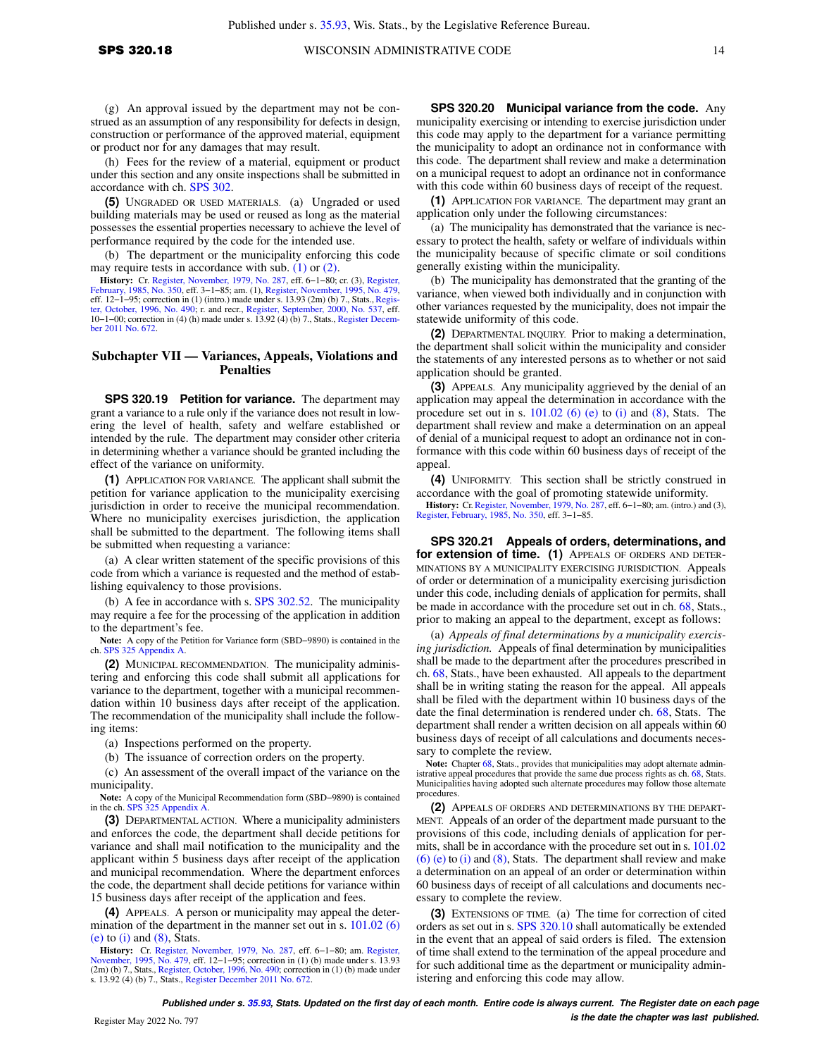(g) An approval issued by the department may not be construed as an assumption of any responsibility for defects in design, construction or performance of the approved material, equipment or product nor for any damages that may result.

(h) Fees for the review of a material, equipment or product under this section and any onsite inspections shall be submitted in accordance with ch. SPS 302.

**(5)** UNGRADED OR USED MATERIALS. (a) Ungraded or used building materials may be used or reused as long as the material possesses the essential properties necessary to achieve the level of performance required by the code for the intended use.

(b) The department or the municipality enforcing this code may require tests in accordance with sub. (1) or (2).

**History:** Cr. Register, November, 1979, No. 287, eff. 6–1–80; cr. (3), Register, February, 1985, No. 350, eff. 3–1–85; am. (1), Register, November, 1995, No. 479, eff. 12–1–95; correction in (1) (b) made under s. 13.93 (2m) (b) 7., Stats., Register, October, 1996, No. 490; r. and recr., Register, September, 2000, No. 537, eff. 10–1–00; correction in (4) (h) made under s. 13.92 (4) (b) 7., Stats., Register December 2011 No. 672.

## Subchapter VII — Variances, Appeals, Violations and Penalties

**SPS 320.19 Petition for variance.** The department may grant a variance to a rule only if the variance does not result in lowering the level of health, safety and welfare established or intended by the rule. The department may consider other criteria in determining whether a variance should be granted including the effect of the variance on uniformity.

**(1)** APPLICATION FOR VARIANCE. The applicant shall submit the petition for variance application to the municipality exercising jurisdiction in order to receive the municipal recommendation. Where no municipality exercises jurisdiction, the application shall be submitted to the department. The following items shall be submitted when requesting a variance:

(a) A clear written statement of the specific provisions of this code from which a variance is requested and the method of establishing equivalency to those provisions.

(b) A fee in accordance with s. SPS 302.52. The municipality may require a fee for the processing of the application in addition to the department's fee.

**Note:** A copy of the Petition for Variance form (SBD–9890) is contained in the ch. SPS 325 Appendix A.

**(2)** MUNICIPAL RECOMMENDATION. The municipality administering and enforcing this code shall submit all applications for variance to the department, together with a municipal recommendation within 10 business days after receipt of the application. The recommendation of the municipality shall include the following items:

(a) Inspections performed on the property.

(b) The issuance of correction orders on the property.

(c) An assessment of the overall impact of the variance on the municipality.

**Note:** A copy of the Municipal Recommendation form (SBD–9890) is contained in the ch. SPS 325 Appendix A.

**(3)** DEPARTMENTAL ACTION. Where a municipality administers and enforces the code, the department shall decide petitions for variance and shall mail notification to the municipality and the applicant within 5 business days after receipt of the application and municipal recommendation. Where the department enforces the code, the department shall decide petitions for variance within 15 business days after receipt of the application and fees.

**(4)** APPEALS. A person or municipality may appeal the determination of the department in the manner set out in s. 101.02 (6) (e) to (i) and (8), Stats.

**History:** Cr. Register, November, 1979, No. 287, eff. 6–1–80; am. Register, November, 1995, No. 479, eff. 12–1–95; correction in (1) (b) made under s. 13.93 (2m) (b) 7., Stats., Register, October, 1996, No. 490; correction in (1) (b) made under s. 13.92 (4) (b) 7., Stats., Register December 2011 No. 672.

**SPS 320.20 Municipal variance from the code.** Any municipality exercising or intending to exercise jurisdiction under this code may apply to the department for a variance permitting the municipality to adopt an ordinance not in conformance with this code. The department shall review and make a determination on a municipal request to adopt an ordinance not in conformance with this code within 60 business days of receipt of the request.

**(1)** APPLICATION FOR VARIANCE. The department may grant an application only under the following circumstances:

(a) The municipality has demonstrated that the variance is necessary to protect the health, safety or welfare of individuals within the municipality because of specific climate or soil conditions generally existing within the municipality.

(b) The municipality has demonstrated that the granting of the variance, when viewed both individually and in conjunction with other variances requested by the municipality, does not impair the statewide uniformity of this code.

**(2)** DEPARTMENTAL INQUIRY. Prior to making a determination, the department shall solicit within the municipality and consider the statements of any interested persons as to whether or not said application should be granted.

**(3)** APPEALS. Any municipality aggrieved by the denial of an application may appeal the determination in accordance with the procedure set out in s. 101.02 (6) (e) to (i) and (8), Stats. The department shall review and make a determination on an appeal of denial of a municipal request to adopt an ordinance not in conformance with this code within 60 business days of receipt of the appeal.

**(4)** UNIFORMITY. This section shall be strictly construed in accordance with the goal of promoting statewide uniformity.

**History:** Cr. Register, November, 1979, No. 287, eff. 6–1–80; am. (intro.) and (3), Register, February, 1985, No. 350, eff. 3–1–85.

**SPS 320.21 Appeals of orders, determinations, and for extension of time. (1)** APPEALS OF ORDERS AND DETERMINATIONS BY A MUNICIPALITY EXERCISING JURISDICTION. Appeals of order or determination of a municipality exercising jurisdiction under this code, including denials of application for permits, shall be made in accordance with the procedure set out in ch. 68, Stats., prior to making an appeal to the department, except as follows:

(a) *Appeals of final determinations by a municipality exercising jurisdiction.* Appeals of final determination by municipalities shall be made to the department after the procedures prescribed in ch. 68, Stats., have been exhausted. All appeals to the department shall be in writing stating the reason for the appeal. All appeals shall be filed with the department within 10 business days of the date the final determination is rendered under ch. 68, Stats. The department shall render a written decision on all appeals within 60 business days of receipt of all calculations and documents necessary to complete the review.

**Note:** Chapter 68, Stats., provides that municipalities may adopt alternate administrative appeal procedures that provide the same due process rights as ch. 68, Stats. Municipalities having adopted such alternate procedures may follow those alternate procedures.

**(2)** APPEALS OF ORDERS AND DETERMINATIONS BY THE DEPARTMENT. Appeals of an order of the department made pursuant to the provisions of this code, including denials of application for permits, shall be in accordance with the procedure set out in s. 101.02 (6) (e) to (i) and (8), Stats. The department shall review and make a determination on an appeal of an order or determination within 60 business days of receipt of all calculations and documents necessary to complete the review.

**(3)** EXTENSIONS OF TIME. (a) The time for correction of cited orders as set out in s. SPS 320.10 shall automatically be extended in the event that an appeal of said orders is filed. The extension of time shall extend to the termination of the appeal procedure and for such additional time as the department or municipality administering and enforcing this code may allow.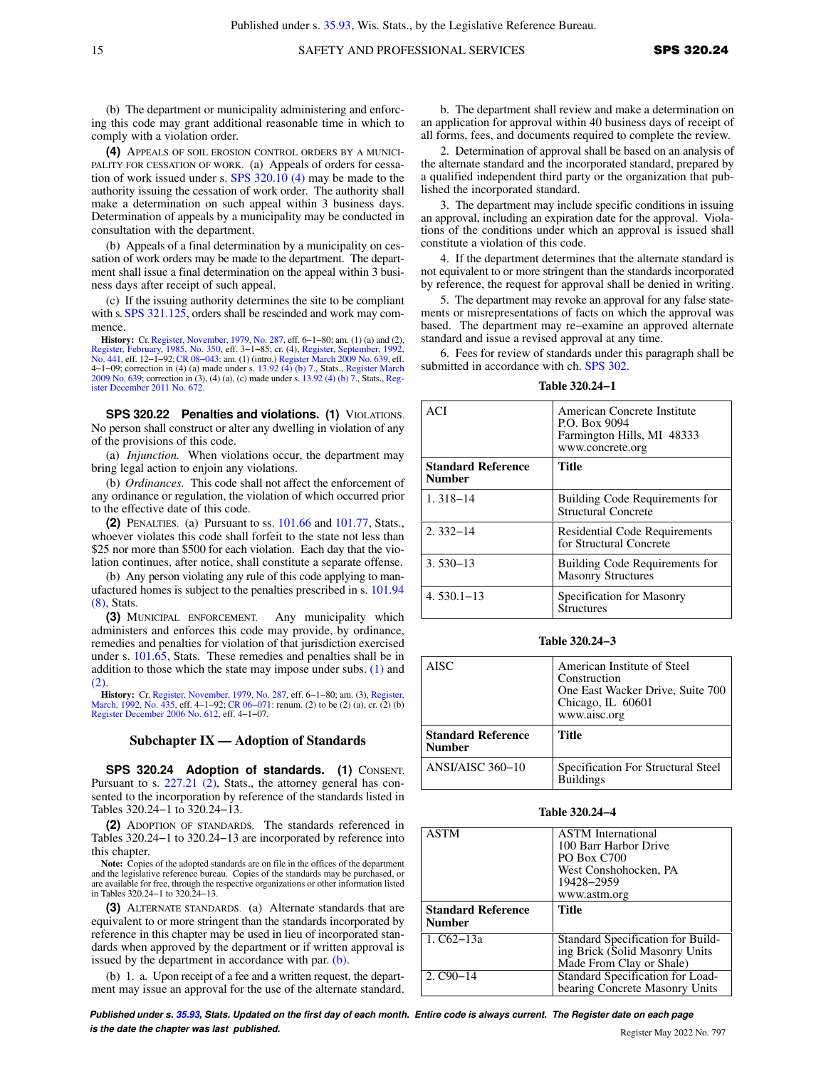(b) The department or municipality administering and enforcing this code may grant additional reasonable time in which to comply with a violation order.

**(4)** APPEALS OF SOIL EROSION CONTROL ORDERS BY A MUNICIPALITY FOR CESSATION OF WORK. (a) Appeals of orders for cessation of work issued under s. SPS 320.10 (4) may be made to the authority issuing the cessation of work order. The authority shall make a determination on such appeal within 3 business days. Determination of appeals by a municipality may be conducted in consultation with the department.

(b) Appeals of a final determination by a municipality on cessation of work orders may be made to the department. The department shall issue a final determination on the appeal within 3 business days after receipt of such appeal.

(c) If the issuing authority determines the site to be compliant with s. SPS 321.125, orders shall be rescinded and work may commence.

**History:** Cr. Register, November, 1979, No. 287, eff. 6–1–80; am. (1) (a) and (2), Register, February, 1985, No. 350, eff. 3–1–85; cr. (4), Register, September, 1992, No. 441, eff. 12–1–92; CR 08–043: am. (1) (intro.) Register March 2009 No. 639, eff. 4–1–09; correction in (4) (a) made under s. 13.92 (4) (b) 7., Stats., Register March 2009 No. 639; correction in (3), (4) (a), (c) made under s. 13.92 (4) (b) 7., Stats., Register December 2011 No. 672.

**SPS 320.22 Penalties and violations. (1)** VIOLATIONS. No person shall construct or alter any dwelling in violation of any of the provisions of this code.

(a) *Injunction.* When violations occur, the department may bring legal action to enjoin any violations.

(b) *Ordinances.* This code shall not affect the enforcement of any ordinance or regulation, the violation of which occurred prior to the effective date of this code.

**(2)** PENALTIES. (a) Pursuant to ss. 101.66 and 101.77, Stats., whoever violates this code shall forfeit to the state not less than $25 nor more than $500 for each violation. Each day that the violation continues, after notice, shall constitute a separate offense.

(b) Any person violating any rule of this code applying to manufactured homes is subject to the penalties prescribed in s. 101.94 (8), Stats.

**(3)** MUNICIPAL ENFORCEMENT. Any municipality which administers and enforces this code may provide, by ordinance, remedies and penalties for violation of that jurisdiction exercised under s. 101.65, Stats. These remedies and penalties shall be in addition to those which the state may impose under subs. (1) and (2).

**History:** Cr. Register, November, 1979, No. 287, eff. 6–1–80; am. (3), Register, March, 1992, No. 435, eff. 4–1–92; CR 06–071: renum. (2) to be (2) (a), cr. (2) (b) Register December 2006 No. 612, eff. 4–1–07.

## Subchapter IX — Adoption of Standards

**SPS 320.24 Adoption of standards. (1)** CONSENT. Pursuant to s. 227.21 (2), Stats., the attorney general has consented to the incorporation by reference of the standards listed in Tables 320.24–1 to 320.24–13.

**(2)** ADOPTION OF STANDARDS. The standards referenced in Tables 320.24–1 to 320.24–13 are incorporated by reference into this chapter.

**Note:** Copies of the adopted standards are on file in the offices of the department and the legislative reference bureau. Copies of the standards may be purchased, or are available for free, through the respective organizations or other information listed in Tables 320.24–1 to 320.24–13.

**(3)** ALTERNATE STANDARDS. (a) Alternate standards that are equivalent to or more stringent than the standards incorporated by reference in this chapter may be used in lieu of incorporated standards when approved by the department or if written approval is issued by the department in accordance with par. (b).

(b) 1. a. Upon receipt of a fee and a written request, the department may issue an approval for the use of the alternate standard.

b. The department shall review and make a determination on an application for approval within 40 business days of receipt of all forms, fees, and documents required to complete the review.

2. Determination of approval shall be based on an analysis of the alternate standard and the incorporated standard, prepared by a qualified independent third party or the organization that published the incorporated standard.

3. The department may include specific conditions in issuing an approval, including an expiration date for the approval. Violations of the conditions under which an approval is issued shall constitute a violation of this code.

4. If the department determines that the alternate standard is not equivalent to or more stringent than the standards incorporated by reference, the request for approval shall be denied in writing.

5. The department may revoke an approval for any false statements or misrepresentations of facts on which the approval was based. The department may re–examine an approved alternate standard and issue a revised approval at any time.

6. Fees for review of standards under this paragraph shall be submitted in accordance with ch. SPS 302.

**Table 320.24–1**

| ACI | American Concrete Institute<br>P.O. Box 9094<br>Farmington Hills, MI 48333<br>www.concrete.org |
|---|---|
| **Standard Reference Number** | **Title** |
| 1. 318–14 | Building Code Requirements for Structural Concrete |
| 2. 332–14 | Residential Code Requirements for Structural Concrete |
| 3. 530–13 | Building Code Requirements for Masonry Structures |
| 4. 530.1–13 | Specification for Masonry Structures |

**Table 320.24–3**

| AISC | American Institute of Steel Construction<br>One East Wacker Drive, Suite 700<br>Chicago, IL 60601<br>www.aisc.org |
|---|---|
| **Standard Reference Number** | **Title** |
| ANSI/AISC 360–10 | Specification For Structural Steel Buildings |

**Table 320.24–4**

| ASTM | ASTM International<br>100 Barr Harbor Drive<br>PO Box C700<br>West Conshohocken, PA 19428–2959<br>www.astm.org |
|---|---|
| **Standard Reference Number** | **Title** |
| 1. C62–13a | Standard Specification for Building Brick (Solid Masonry Units Made From Clay or Shale) |
| 2. C90–14 | Standard Specification for Load-bearing Concrete Masonry Units |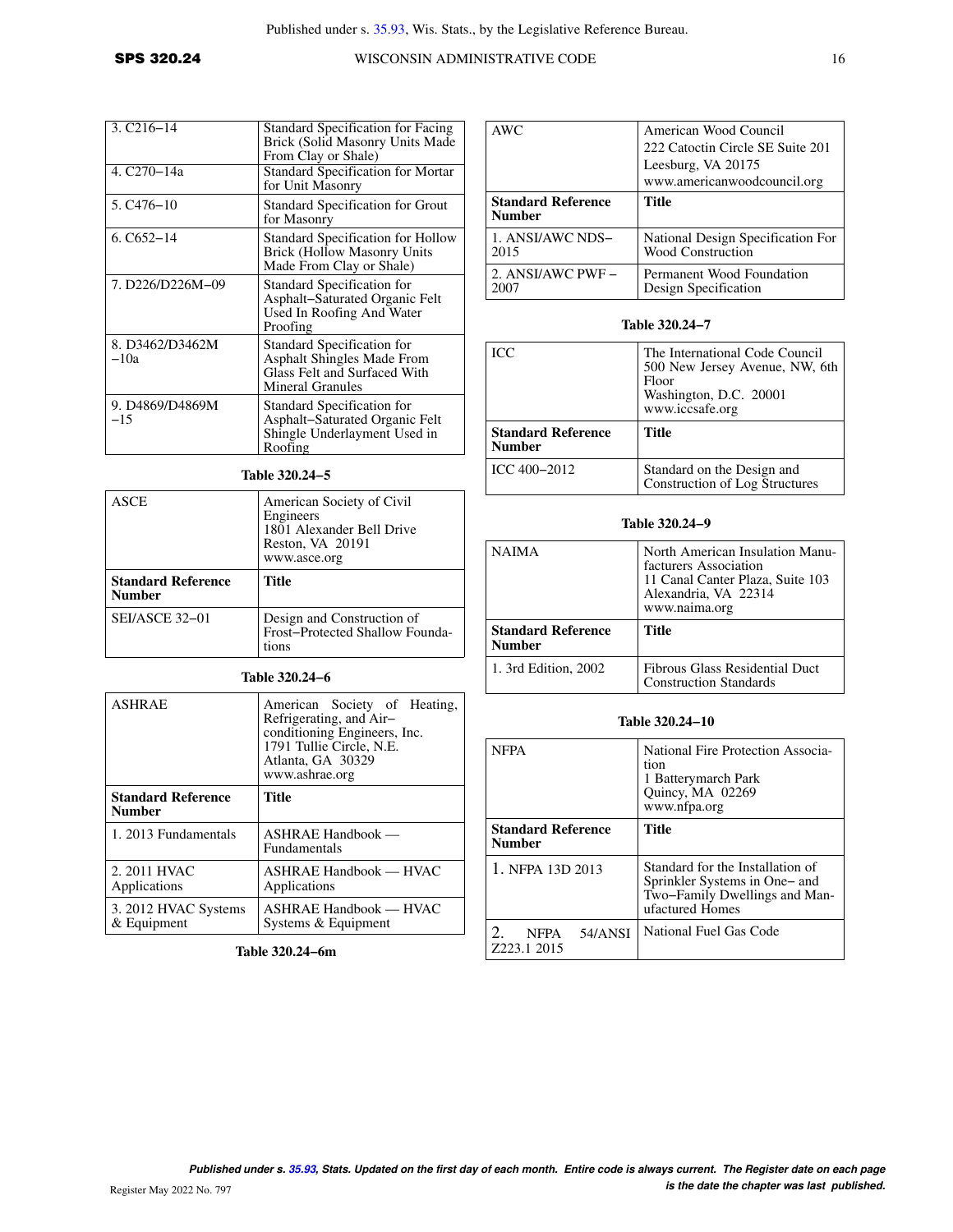| | |
|---|---|
| 3. C216–14 | Standard Specification for Facing Brick (Solid Masonry Units Made From Clay or Shale) |
| 4. C270–14a | Standard Specification for Mortar for Unit Masonry |
| 5. C476–10 | Standard Specification for Grout for Masonry |
| 6. C652–14 | Standard Specification for Hollow Brick (Hollow Masonry Units Made From Clay or Shale) |
| 7. D226/D226M–09 | Standard Specification for Asphalt–Saturated Organic Felt Used In Roofing And Water Proofing |
| 8. D3462/D3462M –10a | Standard Specification for Asphalt Shingles Made From Glass Felt and Surfaced With Mineral Granules |
| 9. D4869/D4869M –15 | Standard Specification for Asphalt–Saturated Organic Felt Shingle Underlayment Used in Roofing |

**Table 320.24–5**

| ASCE | American Society of Civil Engineers<br>1801 Alexander Bell Drive<br>Reston, VA 20191<br>www.asce.org |
|---|---|
| **Standard Reference Number** | **Title** |
| SEI/ASCE 32–01 | Design and Construction of Frost–Protected Shallow Foundations |

**Table 320.24–6**

| ASHRAE | American Society of Heating, Refrigerating, and Air–conditioning Engineers, Inc.<br>1791 Tullie Circle, N.E.<br>Atlanta, GA 30329<br>www.ashrae.org |
|---|---|
| **Standard Reference Number** | **Title** |
| 1. 2013 Fundamentals | ASHRAE Handbook — Fundamentals |
| 2. 2011 HVAC Applications | ASHRAE Handbook — HVAC Applications |
| 3. 2012 HVAC Systems & Equipment | ASHRAE Handbook — HVAC Systems & Equipment |

**Table 320.24–6m**

| AWC | American Wood Council<br>222 Catoctin Circle SE Suite 201<br>Leesburg, VA 20175<br>www.americanwoodcouncil.org |
|---|---|
| **Standard Reference Number** | **Title** |
| 1. ANSI/AWC NDS–2015 | National Design Specification For Wood Construction |
| 2. ANSI/AWC PWF – 2007 | Permanent Wood Foundation Design Specification |

**Table 320.24–7**

| ICC | The International Code Council<br>500 New Jersey Avenue, NW, 6th Floor<br>Washington, D.C. 20001<br>www.iccsafe.org |
|---|---|
| **Standard Reference Number** | **Title** |
| ICC 400–2012 | Standard on the Design and Construction of Log Structures |

**Table 320.24–9**

| NAIMA | North American Insulation Manufacturers Association<br>11 Canal Canter Plaza, Suite 103<br>Alexandria, VA 22314<br>www.naima.org |
|---|---|
| **Standard Reference Number** | **Title** |
| 1. 3rd Edition, 2002 | Fibrous Glass Residential Duct Construction Standards |

**Table 320.24–10**

| NFPA | National Fire Protection Association<br>1 Batterymarch Park<br>Quincy, MA 02269<br>www.nfpa.org |
|---|---|
| **Standard Reference Number** | **Title** |
| 1. NFPA 13D 2013 | Standard for the Installation of Sprinkler Systems in One– and Two–Family Dwellings and Manufactured Homes |
| 2. NFPA 54/ANSI Z223.1 2015 | National Fuel Gas Code |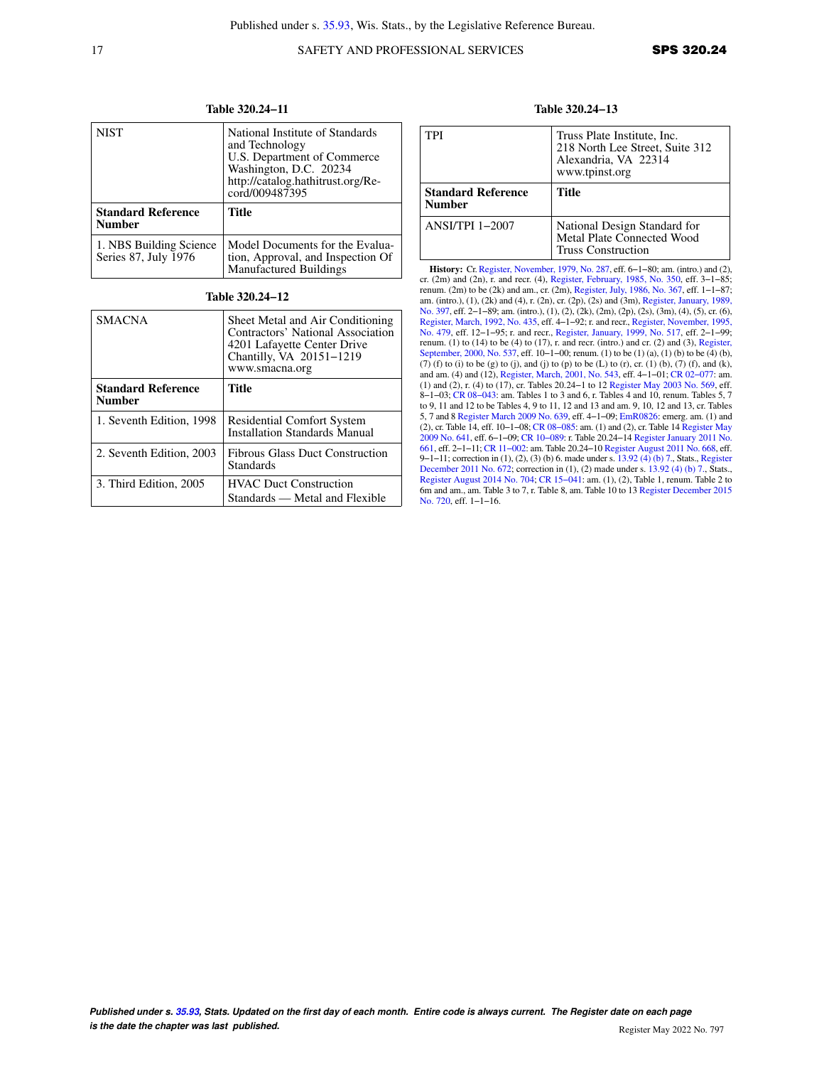**Table 320.24−11**

| | |
|---|---|
| NIST | National Institute of Standards and Technology<br>U.S. Department of Commerce<br>Washington, D.C. 20234<br>http://catalog.hathitrust.org/Record/009487395 |
| **Standard Reference Number** | **Title** |
| 1. NBS Building Science Series 87, July 1976 | Model Documents for the Evaluation, Approval, and Inspection Of Manufactured Buildings |

**Table 320.24−12**

| | |
|---|---|
| SMACNA | Sheet Metal and Air Conditioning Contractors' National Association<br>4201 Lafayette Center Drive<br>Chantilly, VA 20151−1219<br>www.smacna.org |
| **Standard Reference Number** | **Title** |
| 1. Seventh Edition, 1998 | Residential Comfort System Installation Standards Manual |
| 2. Seventh Edition, 2003 | Fibrous Glass Duct Construction Standards |
| 3. Third Edition, 2005 | HVAC Duct Construction Standards — Metal and Flexible |

**Table 320.24−13**

| | |
|---|---|
| TPI | Truss Plate Institute, Inc.<br>218 North Lee Street, Suite 312<br>Alexandria, VA 22314<br>www.tpinst.org |
| **Standard Reference Number** | **Title** |
| ANSI/TPI 1−2007 | National Design Standard for Metal Plate Connected Wood Truss Construction |

**History:** Cr. Register, November, 1979, No. 287, eff. 6−1−80; am. (intro.) and (2), cr. (2m) and (2n), r. and recr. (4), Register, February, 1985, No. 350, eff. 3−1−85; renum. (2m) to be (2k) and am., cr. (2m), Register, July, 1986, No. 367, eff. 1−1−87; am. (intro.), (1), (2k) and (4), r. (2n), cr. (2p), (2s) and (3m), Register, January, 1989, No. 397, eff. 2−1−89; am. (intro.), (1), (2), (2k), (2m), (2p), (2s), (3m), (4), (5), cr. (6), Register, March, 1992, No. 435, eff. 4−1−92; r. and recr., Register, November, 1995, No. 479, eff. 12−1−95; r. and recr., Register, January, 1999, No. 517, eff. 2−1−99; renum. (1) to (14) to be (4) to (17), r. and recr. (intro.) and cr. (2) and (3), Register, September, 2000, No. 537, eff. 10−1−00; renum. (1) to be (1) (a), (1) (b) to be (4) (b), (7) (f) to (i) to be (g) to (j), and (j) to (p) to be (L) to (r), cr. (1) (b), (7) (f), and (k), and am. (4) and (12), Register, March, 2001, No. 543, eff. 4−1−01; CR 02−077: am. (1) and (2), r. (4) to (17), cr. Tables 20.24−1 to 12 Register May 2003 No. 569, eff. 8−1−03; CR 08−043: am. Tables 1 to 3 and 6, r. Tables 4 and 10, renum. Tables 5, 7 to 9, 11 and 12 to be Tables 4, 9 to 11, 12 and 13 and am. 9, 10, 12 and 13, cr. Tables 5, 7 and 8 Register March 2009 No. 639, eff. 4−1−09; EmR0826: emerg. am. (1) and (2), cr. Table 14, eff. 10−1−08; CR 08−085: am. (1) and (2), cr. Table 14 Register May 2009 No. 641, eff. 6−1−09; CR 10−089: r. Table 20.24−14 Register January 2011 No. 661, eff. 2−1−11; CR 11−002: am. Table 20.24−10 Register August 2011 No. 668, eff. 9−1−11; correction in (1), (2), (3) (b) 6. made under s. 13.92 (4) (b) 7., Stats., Register December 2011 No. 672; correction in (1), (2) made under s. 13.92 (4) (b) 7., Stats., Register August 2014 No. 704; CR 15−041: am. (1), (2), Table 1, renum. Table 2 to 6m and am., am. Table 3 to 7, r. Table 8, am. Table 10 to 13 Register December 2015 No. 720, eff. 1−1−16.